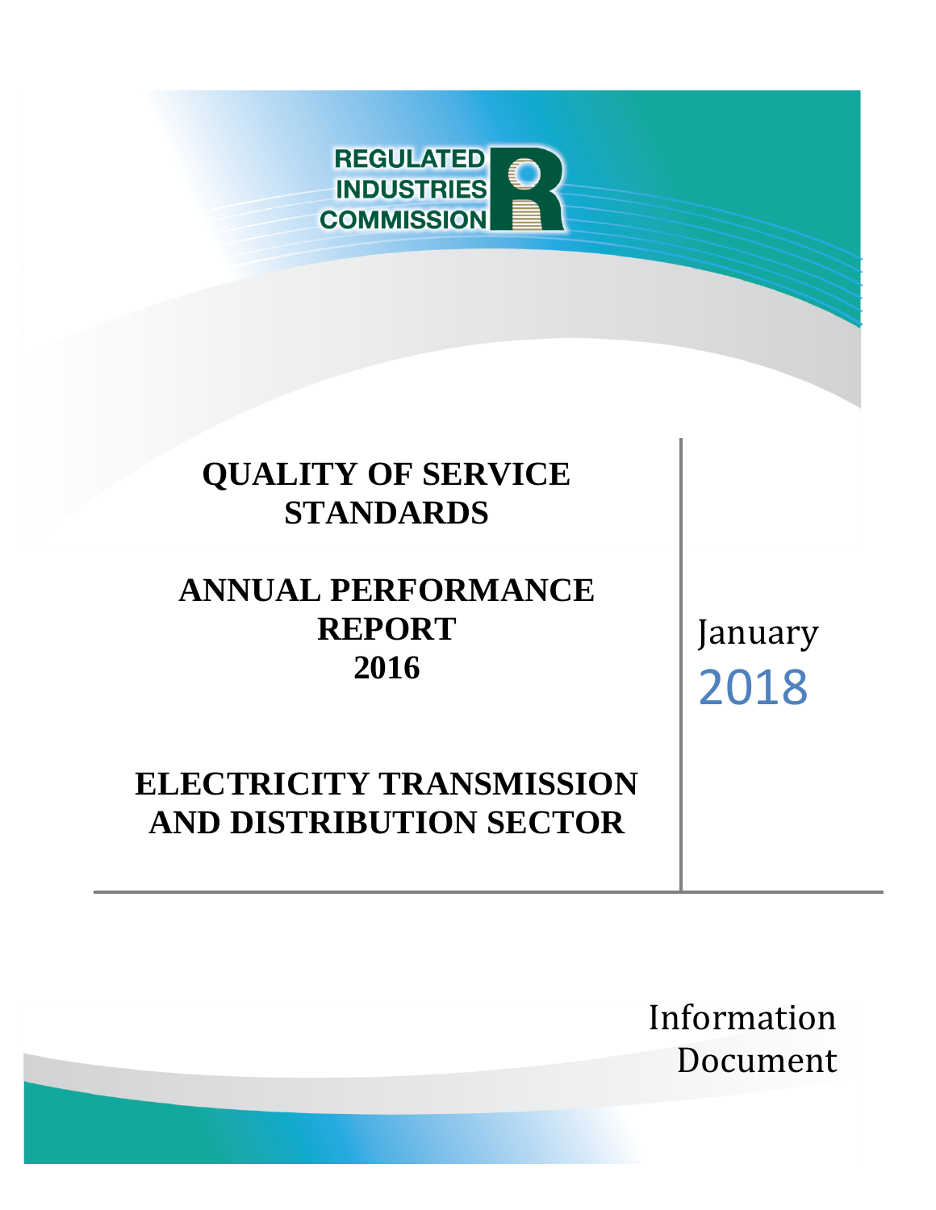REGULATED INDUSTRIES COMMISSION

# QUALITY OF SERVICE STANDARDS

# ANNUAL PERFORMANCE REPORT 2016

# ELECTRICITY TRANSMISSION AND DISTRIBUTION SECTOR

January 2018

Information Document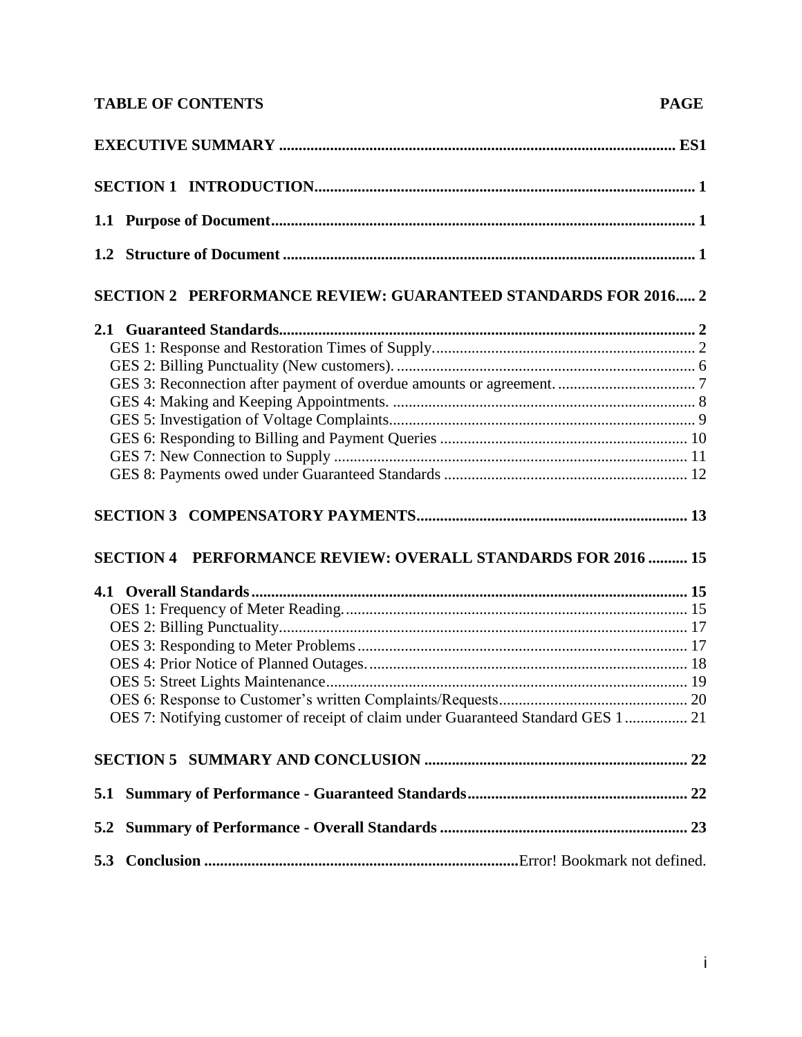**TABLE OF CONTENTS** **PAGE**

**EXECUTIVE SUMMARY** .................................................................................................. **ES1**

**SECTION 1 INTRODUCTION**............................................................................................ **1**

**1.1 Purpose of Document**....................................................................................................... **1**

**1.2 Structure of Document** ..................................................................................................... **1**

**SECTION 2 PERFORMANCE REVIEW: GUARANTEED STANDARDS FOR 2016**..... **2**

**2.1 Guaranteed Standards**...................................................................................................... **2**

GES 1: Response and Restoration Times of Supply.................................................................. 2

GES 2: Billing Punctuality (New customers). .......................................................................... 6

GES 3: Reconnection after payment of overdue amounts or agreement. ................................. 7

GES 4: Making and Keeping Appointments. ............................................................................ 8

GES 5: Investigation of Voltage Complaints............................................................................ 9

GES 6: Responding to Billing and Payment Queries .............................................................. 10

GES 7: New Connection to Supply ........................................................................................ 11

GES 8: Payments owed under Guaranteed Standards ............................................................. 12

**SECTION 3 COMPENSATORY PAYMENTS**.................................................................. **13**

**SECTION 4 PERFORMANCE REVIEW: OVERALL STANDARDS FOR 2016** .......... **15**

**4.1 Overall Standards**............................................................................................................ **15**

OES 1: Frequency of Meter Reading...................................................................................... 15

OES 2: Billing Punctuality...................................................................................................... 17

OES 3: Responding to Meter Problems................................................................................... 17

OES 4: Prior Notice of Planned Outages................................................................................. 18

OES 5: Street Lights Maintenance.......................................................................................... 19

OES 6: Response to Customer's written Complaints/Requests............................................... 20

OES 7: Notifying customer of receipt of claim under Guaranteed Standard GES 1 ............... 21

**SECTION 5 SUMMARY AND CONCLUSION** ................................................................ **22**

**5.1 Summary of Performance - Guaranteed Standards**...................................................... **22**

**5.2 Summary of Performance - Overall Standards** ............................................................. **23**

**5.3 Conclusion** ..............................................................................Error! Bookmark not defined.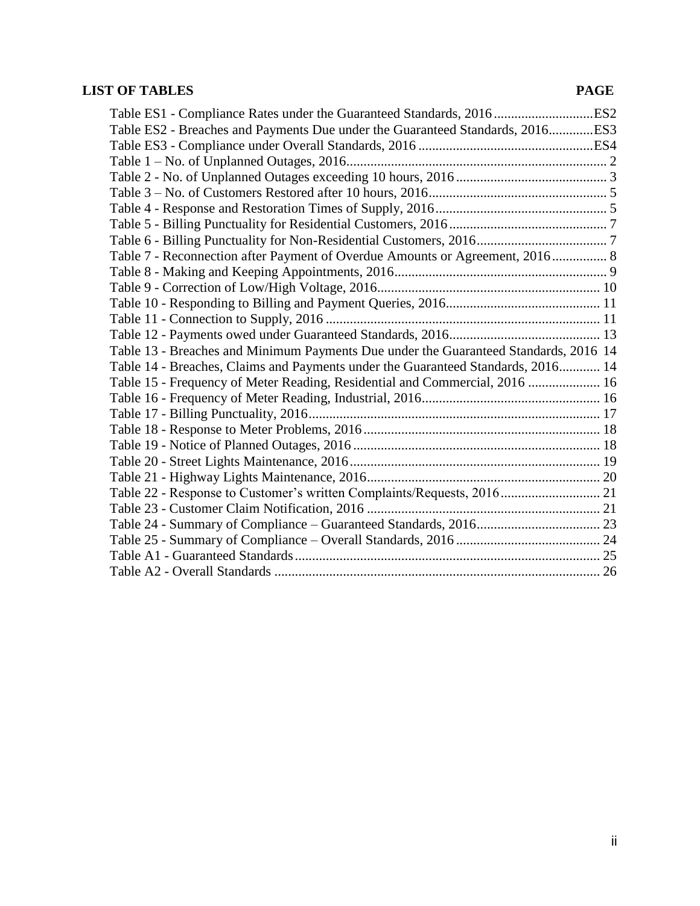## LIST OF TABLES

| | PAGE |
|---|---|
| Table ES1 - Compliance Rates under the Guaranteed Standards, 2016 | ES2 |
| Table ES2 - Breaches and Payments Due under the Guaranteed Standards, 2016 | ES3 |
| Table ES3 - Compliance under Overall Standards, 2016 | ES4 |
| Table 1 – No. of Unplanned Outages, 2016 | 2 |
| Table 2 - No. of Unplanned Outages exceeding 10 hours, 2016 | 3 |
| Table 3 – No. of Customers Restored after 10 hours, 2016 | 5 |
| Table 4 - Response and Restoration Times of Supply, 2016 | 5 |
| Table 5 - Billing Punctuality for Residential Customers, 2016 | 7 |
| Table 6 - Billing Punctuality for Non-Residential Customers, 2016 | 7 |
| Table 7 - Reconnection after Payment of Overdue Amounts or Agreement, 2016 | 8 |
| Table 8 - Making and Keeping Appointments, 2016 | 9 |
| Table 9 - Correction of Low/High Voltage, 2016 | 10 |
| Table 10 - Responding to Billing and Payment Queries, 2016 | 11 |
| Table 11 - Connection to Supply, 2016 | 11 |
| Table 12 - Payments owed under Guaranteed Standards, 2016 | 13 |
| Table 13 - Breaches and Minimum Payments Due under the Guaranteed Standards, 2016 | 14 |
| Table 14 - Breaches, Claims and Payments under the Guaranteed Standards, 2016 | 14 |
| Table 15 - Frequency of Meter Reading, Residential and Commercial, 2016 | 16 |
| Table 16 - Frequency of Meter Reading, Industrial, 2016 | 16 |
| Table 17 - Billing Punctuality, 2016 | 17 |
| Table 18 - Response to Meter Problems, 2016 | 18 |
| Table 19 - Notice of Planned Outages, 2016 | 18 |
| Table 20 - Street Lights Maintenance, 2016 | 19 |
| Table 21 - Highway Lights Maintenance, 2016 | 20 |
| Table 22 - Response to Customer's written Complaints/Requests, 2016 | 21 |
| Table 23 - Customer Claim Notification, 2016 | 21 |
| Table 24 - Summary of Compliance – Guaranteed Standards, 2016 | 23 |
| Table 25 - Summary of Compliance – Overall Standards, 2016 | 24 |
| Table A1 - Guaranteed Standards | 25 |
| Table A2 - Overall Standards | 26 |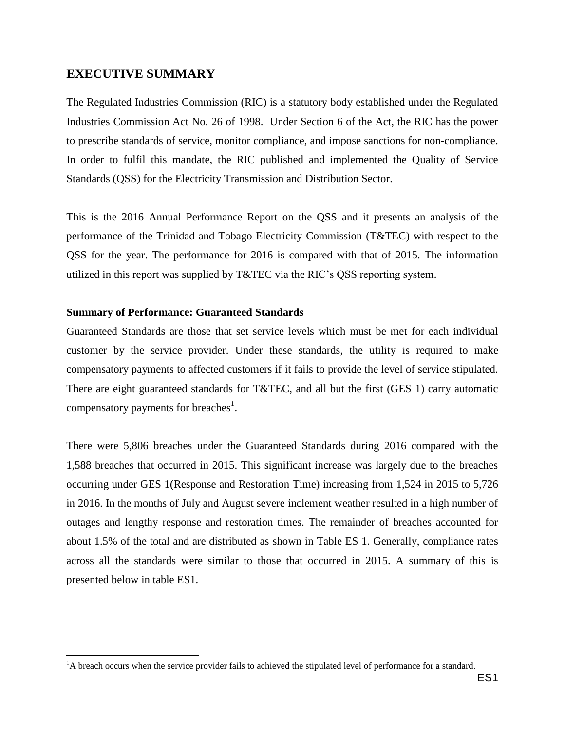## EXECUTIVE SUMMARY

The Regulated Industries Commission (RIC) is a statutory body established under the Regulated Industries Commission Act No. 26 of 1998. Under Section 6 of the Act, the RIC has the power to prescribe standards of service, monitor compliance, and impose sanctions for non-compliance. In order to fulfil this mandate, the RIC published and implemented the Quality of Service Standards (QSS) for the Electricity Transmission and Distribution Sector.

This is the 2016 Annual Performance Report on the QSS and it presents an analysis of the performance of the Trinidad and Tobago Electricity Commission (T&TEC) with respect to the QSS for the year. The performance for 2016 is compared with that of 2015. The information utilized in this report was supplied by T&TEC via the RIC's QSS reporting system.

**Summary of Performance: Guaranteed Standards**

Guaranteed Standards are those that set service levels which must be met for each individual customer by the service provider. Under these standards, the utility is required to make compensatory payments to affected customers if it fails to provide the level of service stipulated. There are eight guaranteed standards for T&TEC, and all but the first (GES 1) carry automatic compensatory payments for breaches[1].

There were 5,806 breaches under the Guaranteed Standards during 2016 compared with the 1,588 breaches that occurred in 2015. This significant increase was largely due to the breaches occurring under GES 1(Response and Restoration Time) increasing from 1,524 in 2015 to 5,726 in 2016. In the months of July and August severe inclement weather resulted in a high number of outages and lengthy response and restoration times. The remainder of breaches accounted for about 1.5% of the total and are distributed as shown in Table ES 1. Generally, compliance rates across all the standards were similar to those that occurred in 2015. A summary of this is presented below in table ES1.

[1]A breach occurs when the service provider fails to achieved the stipulated level of performance for a standard.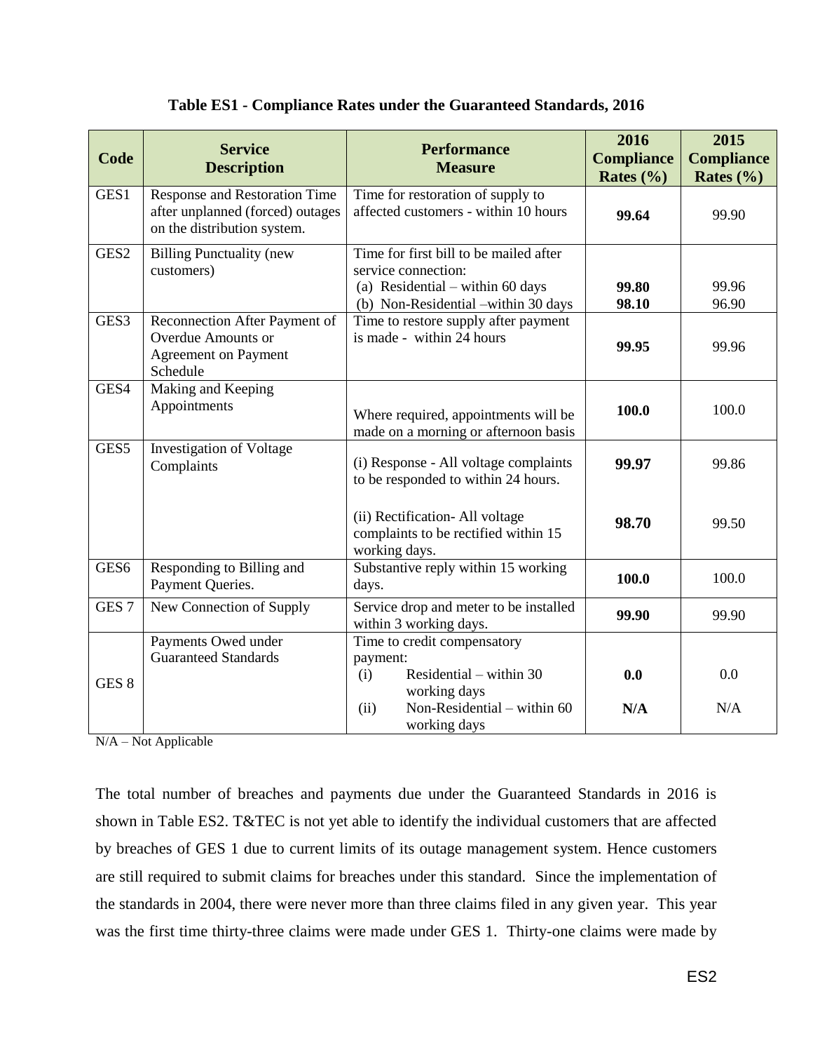**Table ES1 - Compliance Rates under the Guaranteed Standards, 2016**

| Code | Service Description | Performance Measure | 2016 Compliance Rates (%) | 2015 Compliance Rates (%) |
|---|---|---|---|---|
| GES1 | Response and Restoration Time after unplanned (forced) outages on the distribution system. | Time for restoration of supply to affected customers - within 10 hours | **99.64** | 99.90 |
| GES2 | Billing Punctuality (new customers) | Time for first bill to be mailed after service connection:<br>(a) Residential – within 60 days<br>(b) Non-Residential –within 30 days | <br>**99.80**<br>**98.10** | <br>99.96<br>96.90 |
| GES3 | Reconnection After Payment of Overdue Amounts or Agreement on Payment Schedule | Time to restore supply after payment is made - within 24 hours | **99.95** | 99.96 |
| GES4 | Making and Keeping Appointments | Where required, appointments will be made on a morning or afternoon basis | **100.0** | 100.0 |
| GES5 | Investigation of Voltage Complaints | (i) Response - All voltage complaints to be responded to within 24 hours.<br><br>(ii) Rectification- All voltage complaints to be rectified within 15 working days. | **99.97**<br><br>**98.70** | 99.86<br><br>99.50 |
| GES6 | Responding to Billing and Payment Queries. | Substantive reply within 15 working days. | **100.0** | 100.0 |
| GES 7 | New Connection of Supply | Service drop and meter to be installed within 3 working days. | **99.90** | 99.90 |
| GES 8 | Payments Owed under Guaranteed Standards | Time to credit compensatory payment:<br>(i) Residential – within 30 working days<br>(ii) Non-Residential – within 60 working days | <br>**0.0**<br>**N/A** | <br>0.0<br>N/A |

N/A – Not Applicable

The total number of breaches and payments due under the Guaranteed Standards in 2016 is shown in Table ES2. T&TEC is not yet able to identify the individual customers that are affected by breaches of GES 1 due to current limits of its outage management system. Hence customers are still required to submit claims for breaches under this standard. Since the implementation of the standards in 2004, there were never more than three claims filed in any given year. This year was the first time thirty-three claims were made under GES 1. Thirty-one claims were made by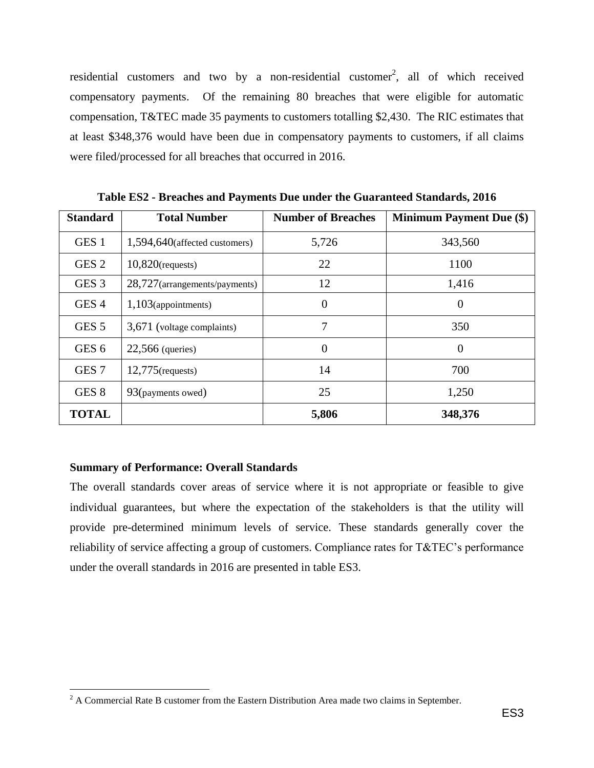residential customers and two by a non-residential customer[2], all of which received compensatory payments. Of the remaining 80 breaches that were eligible for automatic compensation, T&TEC made 35 payments to customers totalling $2,430. The RIC estimates that at least $348,376 would have been due in compensatory payments to customers, if all claims were filed/processed for all breaches that occurred in 2016.

**Table ES2 - Breaches and Payments Due under the Guaranteed Standards, 2016**

| Standard | Total Number | Number of Breaches | Minimum Payment Due ($) |
|---|---|---|---|
| GES 1 | 1,594,640(affected customers) | 5,726 | 343,560 |
| GES 2 | 10,820(requests) | 22 | 1100 |
| GES 3 | 28,727(arrangements/payments) | 12 | 1,416 |
| GES 4 | 1,103(appointments) | 0 | 0 |
| GES 5 | 3,671 (voltage complaints) | 7 | 350 |
| GES 6 | 22,566 (queries) | 0 | 0 |
| GES 7 | 12,775(requests) | 14 | 700 |
| GES 8 | 93(payments owed) | 25 | 1,250 |
| **TOTAL** | | **5,806** | **348,376** |

### Summary of Performance: Overall Standards

The overall standards cover areas of service where it is not appropriate or feasible to give individual guarantees, but where the expectation of the stakeholders is that the utility will provide pre-determined minimum levels of service. These standards generally cover the reliability of service affecting a group of customers. Compliance rates for T&TEC's performance under the overall standards in 2016 are presented in table ES3.

[2] A Commercial Rate B customer from the Eastern Distribution Area made two claims in September.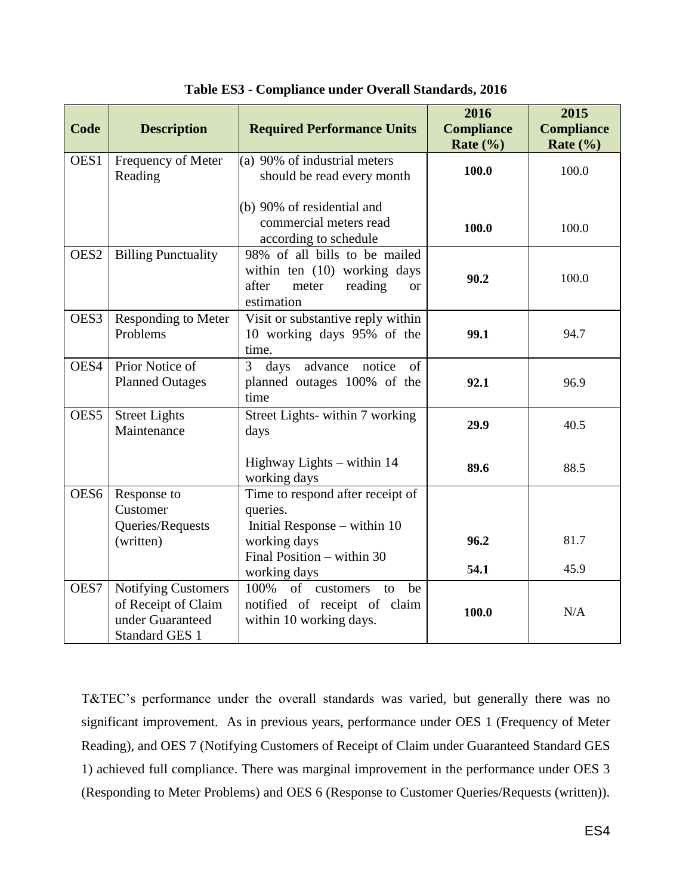**Table ES3 - Compliance under Overall Standards, 2016**

| Code | Description | Required Performance Units | 2016 Compliance Rate (%) | 2015 Compliance Rate (%) |
|---|---|---|---|---|
| OES1 | Frequency of Meter Reading | (a) 90% of industrial meters should be read every month | **100.0** | 100.0 |
| | | (b) 90% of residential and commercial meters read according to schedule | **100.0** | 100.0 |
| OES2 | Billing Punctuality | 98% of all bills to be mailed within ten (10) working days after meter reading or estimation | **90.2** | 100.0 |
| OES3 | Responding to Meter Problems | Visit or substantive reply within 10 working days 95% of the time. | **99.1** | 94.7 |
| OES4 | Prior Notice of Planned Outages | 3 days advance notice of planned outages 100% of the time | **92.1** | 96.9 |
| OES5 | Street Lights Maintenance | Street Lights- within 7 working days | **29.9** | 40.5 |
| | | Highway Lights – within 14 working days | **89.6** | 88.5 |
| OES6 | Response to Customer Queries/Requests (written) | Time to respond after receipt of queries. Initial Response – within 10 working days | **96.2** | 81.7 |
| | | Final Position – within 30 working days | **54.1** | 45.9 |
| OES7 | Notifying Customers of Receipt of Claim under Guaranteed Standard GES 1 | 100% of customers to be notified of receipt of claim within 10 working days. | **100.0** | N/A |

T&TEC's performance under the overall standards was varied, but generally there was no significant improvement. As in previous years, performance under OES 1 (Frequency of Meter Reading), and OES 7 (Notifying Customers of Receipt of Claim under Guaranteed Standard GES 1) achieved full compliance. There was marginal improvement in the performance under OES 3 (Responding to Meter Problems) and OES 6 (Response to Customer Queries/Requests (written)).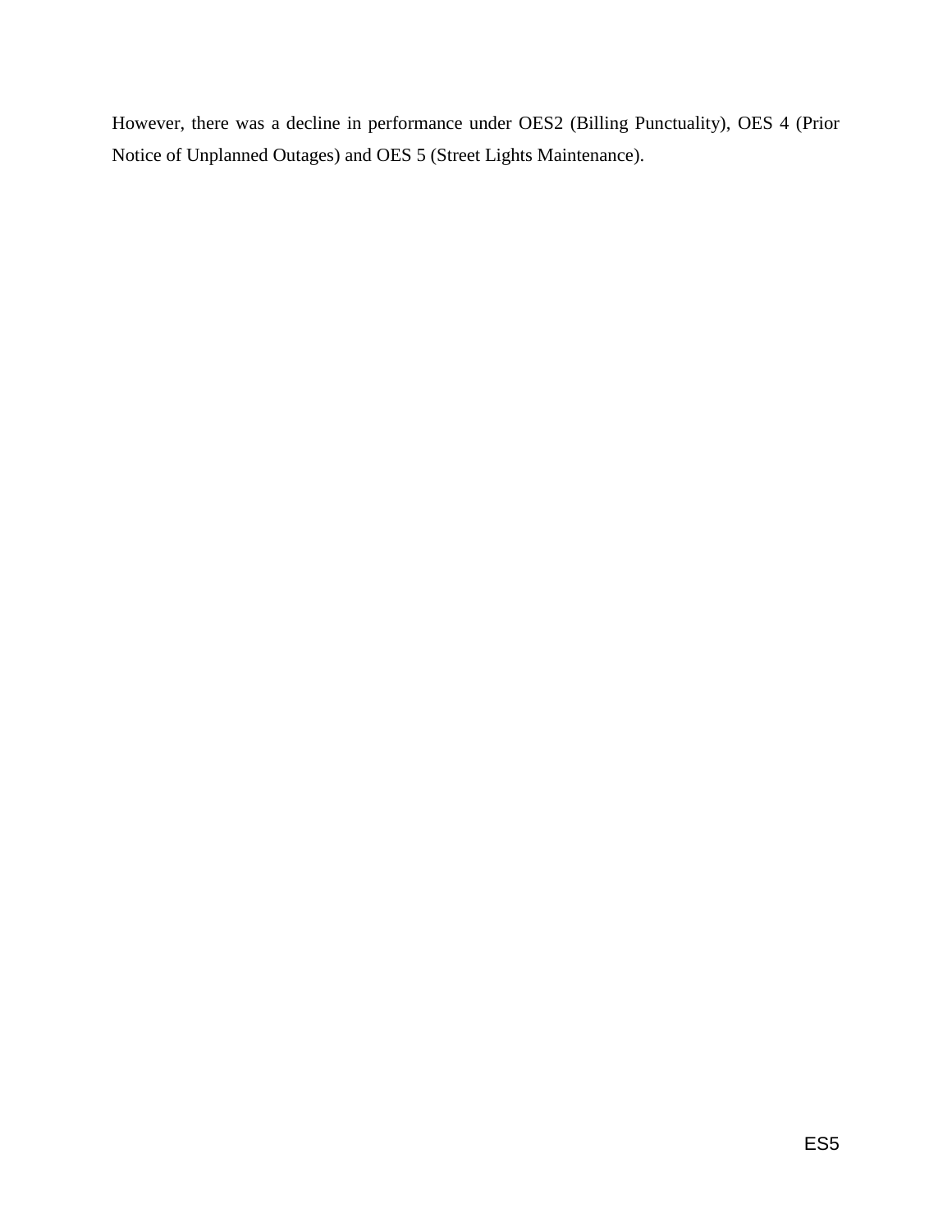However, there was a decline in performance under OES2 (Billing Punctuality), OES 4 (Prior Notice of Unplanned Outages) and OES 5 (Street Lights Maintenance).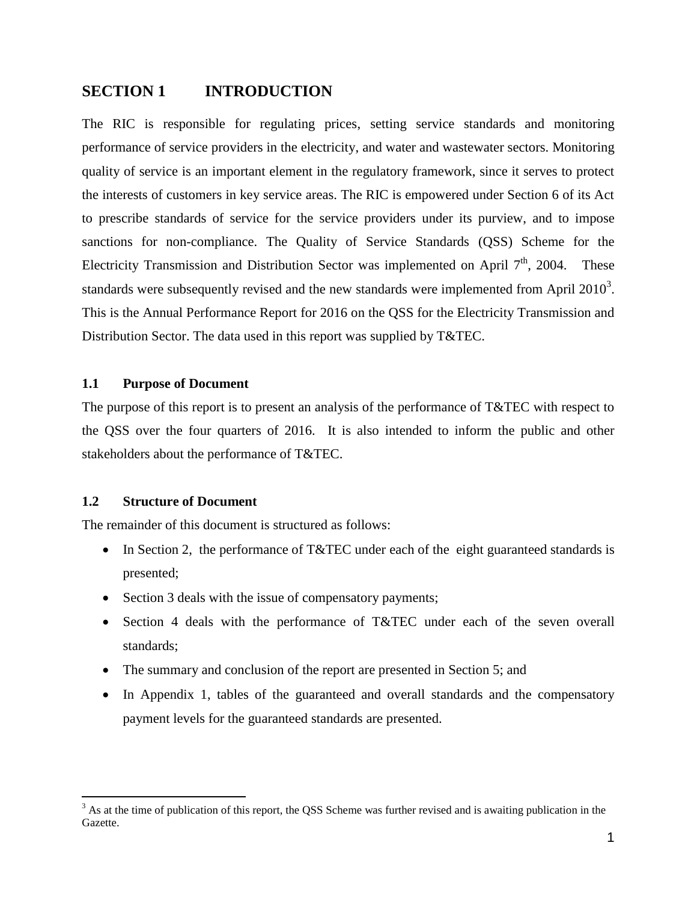# SECTION 1 INTRODUCTION

The RIC is responsible for regulating prices, setting service standards and monitoring performance of service providers in the electricity, and water and wastewater sectors. Monitoring quality of service is an important element in the regulatory framework, since it serves to protect the interests of customers in key service areas. The RIC is empowered under Section 6 of its Act to prescribe standards of service for the service providers under its purview, and to impose sanctions for non-compliance. The Quality of Service Standards (QSS) Scheme for the Electricity Transmission and Distribution Sector was implemented on April 7th, 2004. These standards were subsequently revised and the new standards were implemented from April 2010[3]. This is the Annual Performance Report for 2016 on the QSS for the Electricity Transmission and Distribution Sector. The data used in this report was supplied by T&TEC.

### 1.1 Purpose of Document

The purpose of this report is to present an analysis of the performance of T&TEC with respect to the QSS over the four quarters of 2016. It is also intended to inform the public and other stakeholders about the performance of T&TEC.

### 1.2 Structure of Document

The remainder of this document is structured as follows:

- In Section 2, the performance of T&TEC under each of the eight guaranteed standards is presented;
- Section 3 deals with the issue of compensatory payments;
- Section 4 deals with the performance of T&TEC under each of the seven overall standards;
- The summary and conclusion of the report are presented in Section 5; and
- In Appendix 1, tables of the guaranteed and overall standards and the compensatory payment levels for the guaranteed standards are presented.

[3] As at the time of publication of this report, the QSS Scheme was further revised and is awaiting publication in the Gazette.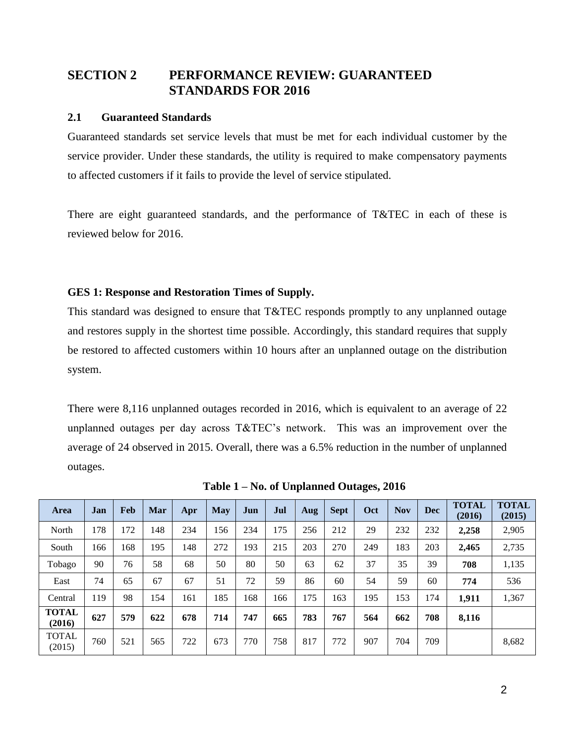# SECTION 2 PERFORMANCE REVIEW: GUARANTEED STANDARDS FOR 2016

## 2.1 Guaranteed Standards

Guaranteed standards set service levels that must be met for each individual customer by the service provider. Under these standards, the utility is required to make compensatory payments to affected customers if it fails to provide the level of service stipulated.

There are eight guaranteed standards, and the performance of T&TEC in each of these is reviewed below for 2016.

### GES 1: Response and Restoration Times of Supply.

This standard was designed to ensure that T&TEC responds promptly to any unplanned outage and restores supply in the shortest time possible. Accordingly, this standard requires that supply be restored to affected customers within 10 hours after an unplanned outage on the distribution system.

There were 8,116 unplanned outages recorded in 2016, which is equivalent to an average of 22 unplanned outages per day across T&TEC's network. This was an improvement over the average of 24 observed in 2015. Overall, there was a 6.5% reduction in the number of unplanned outages.

**Table 1 – No. of Unplanned Outages, 2016**

| Area | Jan | Feb | Mar | Apr | May | Jun | Jul | Aug | Sept | Oct | Nov | Dec | TOTAL (2016) | TOTAL (2015) |
|---|---|---|---|---|---|---|---|---|---|---|---|---|---|---|
| North | 178 | 172 | 148 | 234 | 156 | 234 | 175 | 256 | 212 | 29 | 232 | 232 | **2,258** | 2,905 |
| South | 166 | 168 | 195 | 148 | 272 | 193 | 215 | 203 | 270 | 249 | 183 | 203 | **2,465** | 2,735 |
| Tobago | 90 | 76 | 58 | 68 | 50 | 80 | 50 | 63 | 62 | 37 | 35 | 39 | **708** | 1,135 |
| East | 74 | 65 | 67 | 67 | 51 | 72 | 59 | 86 | 60 | 54 | 59 | 60 | **774** | 536 |
| Central | 119 | 98 | 154 | 161 | 185 | 168 | 166 | 175 | 163 | 195 | 153 | 174 | **1,911** | 1,367 |
| **TOTAL (2016)** | **627** | **579** | **622** | **678** | **714** | **747** | **665** | **783** | **767** | **564** | **662** | **708** | **8,116** | |
| TOTAL (2015) | 760 | 521 | 565 | 722 | 673 | 770 | 758 | 817 | 772 | 907 | 704 | 709 | | 8,682 |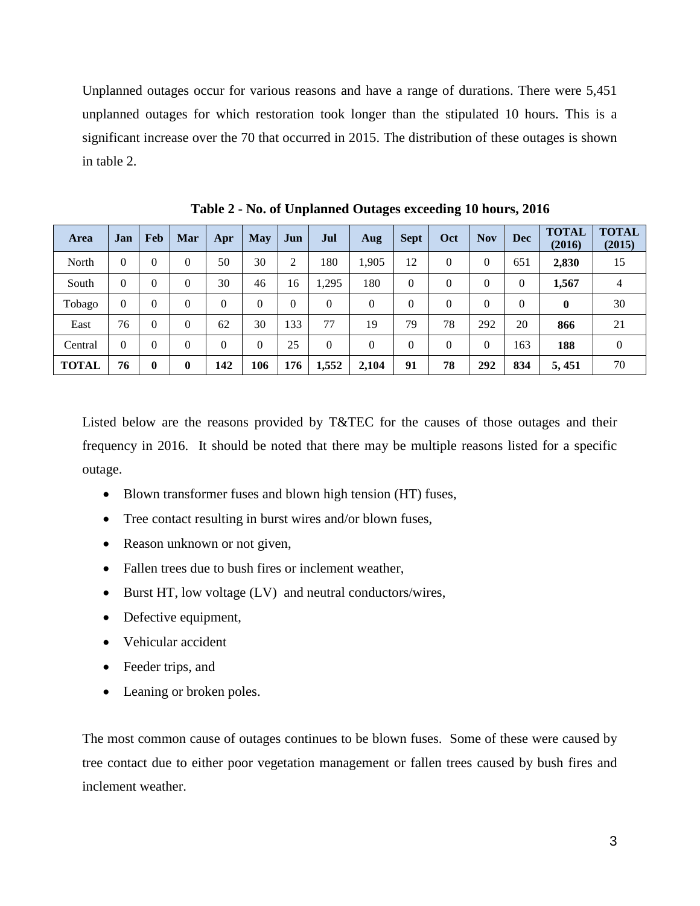Unplanned outages occur for various reasons and have a range of durations. There were 5,451 unplanned outages for which restoration took longer than the stipulated 10 hours. This is a significant increase over the 70 that occurred in 2015. The distribution of these outages is shown in table 2.

**Table 2 - No. of Unplanned Outages exceeding 10 hours, 2016**

| Area | Jan | Feb | Mar | Apr | May | Jun | Jul | Aug | Sept | Oct | Nov | Dec | TOTAL (2016) | TOTAL (2015) |
|---|---|---|---|---|---|---|---|---|---|---|---|---|---|---|
| North | 0 | 0 | 0 | 50 | 30 | 2 | 180 | 1,905 | 12 | 0 | 0 | 651 | **2,830** | 15 |
| South | 0 | 0 | 0 | 30 | 46 | 16 | 1,295 | 180 | 0 | 0 | 0 | 0 | **1,567** | 4 |
| Tobago | 0 | 0 | 0 | 0 | 0 | 0 | 0 | 0 | 0 | 0 | 0 | 0 | **0** | 30 |
| East | 76 | 0 | 0 | 62 | 30 | 133 | 77 | 19 | 79 | 78 | 292 | 20 | **866** | 21 |
| Central | 0 | 0 | 0 | 0 | 0 | 25 | 0 | 0 | 0 | 0 | 0 | 163 | **188** | 0 |
| **TOTAL** | **76** | **0** | **0** | **142** | **106** | **176** | **1,552** | **2,104** | **91** | **78** | **292** | **834** | **5, 451** | 70 |

Listed below are the reasons provided by T&TEC for the causes of those outages and their frequency in 2016. It should be noted that there may be multiple reasons listed for a specific outage.

- Blown transformer fuses and blown high tension (HT) fuses,
- Tree contact resulting in burst wires and/or blown fuses,
- Reason unknown or not given,
- Fallen trees due to bush fires or inclement weather,
- Burst HT, low voltage (LV) and neutral conductors/wires,
- Defective equipment,
- Vehicular accident
- Feeder trips, and
- Leaning or broken poles.

The most common cause of outages continues to be blown fuses. Some of these were caused by tree contact due to either poor vegetation management or fallen trees caused by bush fires and inclement weather.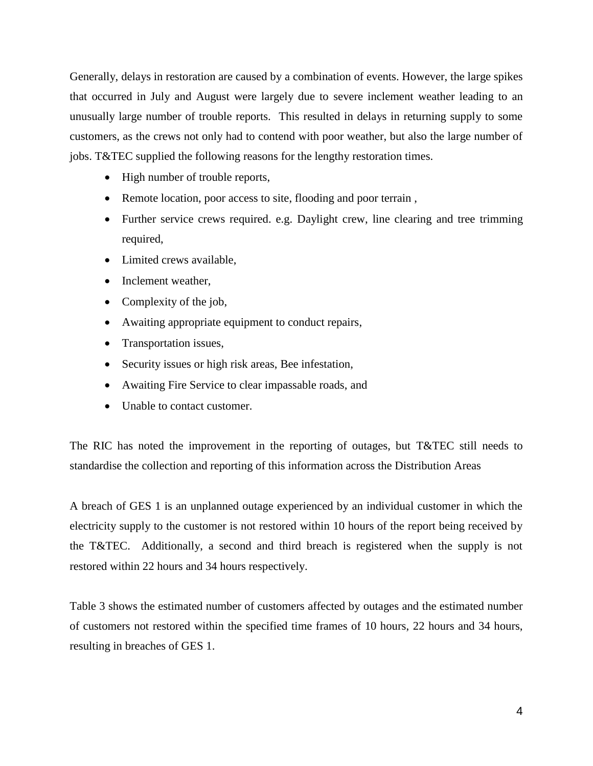Generally, delays in restoration are caused by a combination of events. However, the large spikes that occurred in July and August were largely due to severe inclement weather leading to an unusually large number of trouble reports. This resulted in delays in returning supply to some customers, as the crews not only had to contend with poor weather, but also the large number of jobs. T&TEC supplied the following reasons for the lengthy restoration times.

- High number of trouble reports,
- Remote location, poor access to site, flooding and poor terrain ,
- Further service crews required. e.g. Daylight crew, line clearing and tree trimming required,
- Limited crews available,
- Inclement weather,
- Complexity of the job,
- Awaiting appropriate equipment to conduct repairs,
- Transportation issues,
- Security issues or high risk areas, Bee infestation,
- Awaiting Fire Service to clear impassable roads, and
- Unable to contact customer.

The RIC has noted the improvement in the reporting of outages, but T&TEC still needs to standardise the collection and reporting of this information across the Distribution Areas

A breach of GES 1 is an unplanned outage experienced by an individual customer in which the electricity supply to the customer is not restored within 10 hours of the report being received by the T&TEC. Additionally, a second and third breach is registered when the supply is not restored within 22 hours and 34 hours respectively.

Table 3 shows the estimated number of customers affected by outages and the estimated number of customers not restored within the specified time frames of 10 hours, 22 hours and 34 hours, resulting in breaches of GES 1.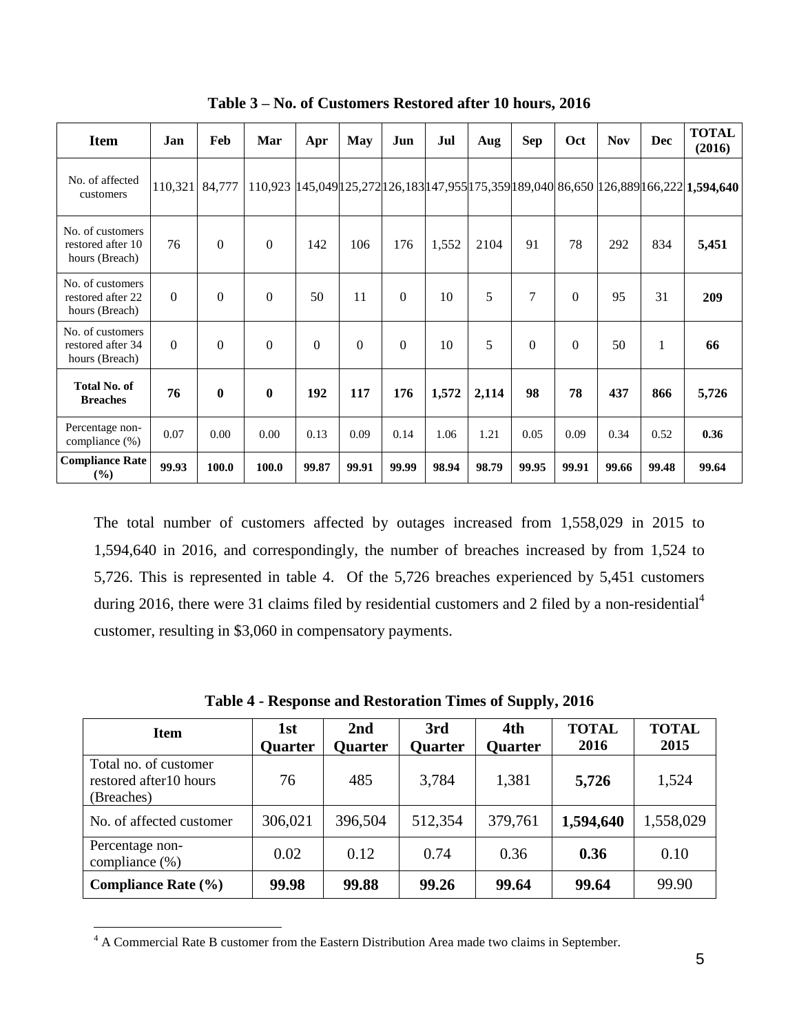**Table 3 – No. of Customers Restored after 10 hours, 2016**

| Item | Jan | Feb | Mar | Apr | May | Jun | Jul | Aug | Sep | Oct | Nov | Dec | TOTAL (2016) |
|---|---|---|---|---|---|---|---|---|---|---|---|---|---|
| No. of affected customers | 110,321 | 84,777 | 110,923 | 145,049 | 125,272 | 126,183 | 147,955 | 175,359 | 189,040 | 86,650 | 126,889 | 166,222 | **1,594,640** |
| No. of customers restored after 10 hours (Breach) | 76 | 0 | 0 | 142 | 106 | 176 | 1,552 | 2104 | 91 | 78 | 292 | 834 | **5,451** |
| No. of customers restored after 22 hours (Breach) | 0 | 0 | 0 | 50 | 11 | 0 | 10 | 5 | 7 | 0 | 95 | 31 | **209** |
| No. of customers restored after 34 hours (Breach) | 0 | 0 | 0 | 0 | 0 | 0 | 10 | 5 | 0 | 0 | 50 | 1 | **66** |
| **Total No. of Breaches** | **76** | **0** | **0** | **192** | **117** | **176** | **1,572** | **2,114** | **98** | **78** | **437** | **866** | **5,726** |
| Percentage non-compliance (%) | 0.07 | 0.00 | 0.00 | 0.13 | 0.09 | 0.14 | 1.06 | 1.21 | 0.05 | 0.09 | 0.34 | 0.52 | **0.36** |
| **Compliance Rate (%)** | **99.93** | **100.0** | **100.0** | **99.87** | **99.91** | **99.99** | **98.94** | **98.79** | **99.95** | **99.91** | **99.66** | **99.48** | **99.64** |

The total number of customers affected by outages increased from 1,558,029 in 2015 to 1,594,640 in 2016, and correspondingly, the number of breaches increased by from 1,524 to 5,726. This is represented in table 4. Of the 5,726 breaches experienced by 5,451 customers during 2016, there were 31 claims filed by residential customers and 2 filed by a non-residential[4] customer, resulting in $3,060 in compensatory payments.

**Table 4 - Response and Restoration Times of Supply, 2016**

| Item | 1st Quarter | 2nd Quarter | 3rd Quarter | 4th Quarter | TOTAL 2016 | TOTAL 2015 |
|---|---|---|---|---|---|---|
| Total no. of customer restored after10 hours (Breaches) | 76 | 485 | 3,784 | 1,381 | **5,726** | 1,524 |
| No. of affected customer | 306,021 | 396,504 | 512,354 | 379,761 | **1,594,640** | 1,558,029 |
| Percentage non-compliance (%) | 0.02 | 0.12 | 0.74 | 0.36 | **0.36** | 0.10 |
| **Compliance Rate (%)** | **99.98** | **99.88** | **99.26** | **99.64** | **99.64** | 99.90 |

[4] A Commercial Rate B customer from the Eastern Distribution Area made two claims in September.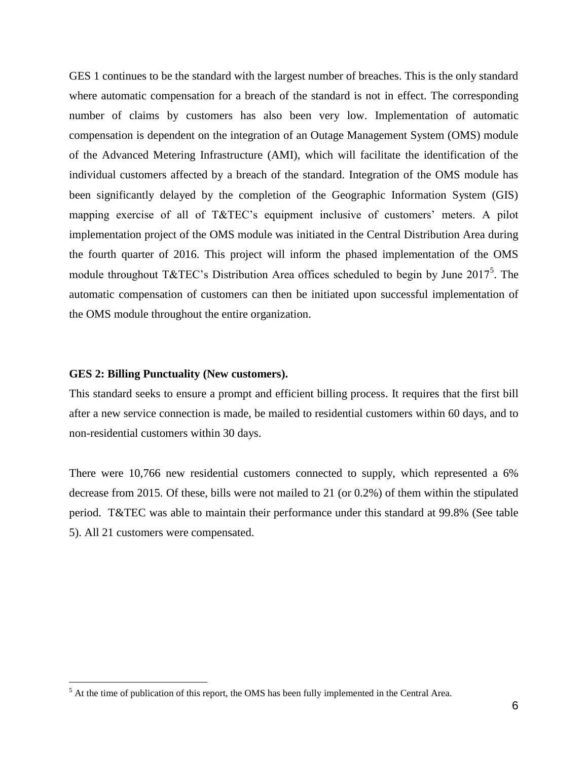GES 1 continues to be the standard with the largest number of breaches. This is the only standard where automatic compensation for a breach of the standard is not in effect. The corresponding number of claims by customers has also been very low. Implementation of automatic compensation is dependent on the integration of an Outage Management System (OMS) module of the Advanced Metering Infrastructure (AMI), which will facilitate the identification of the individual customers affected by a breach of the standard. Integration of the OMS module has been significantly delayed by the completion of the Geographic Information System (GIS) mapping exercise of all of T&TEC's equipment inclusive of customers' meters. A pilot implementation project of the OMS module was initiated in the Central Distribution Area during the fourth quarter of 2016. This project will inform the phased implementation of the OMS module throughout T&TEC's Distribution Area offices scheduled to begin by June 2017[5]. The automatic compensation of customers can then be initiated upon successful implementation of the OMS module throughout the entire organization.

**GES 2: Billing Punctuality (New customers).**

This standard seeks to ensure a prompt and efficient billing process. It requires that the first bill after a new service connection is made, be mailed to residential customers within 60 days, and to non-residential customers within 30 days.

There were 10,766 new residential customers connected to supply, which represented a 6% decrease from 2015. Of these, bills were not mailed to 21 (or 0.2%) of them within the stipulated period. T&TEC was able to maintain their performance under this standard at 99.8% (See table 5). All 21 customers were compensated.

[5] At the time of publication of this report, the OMS has been fully implemented in the Central Area.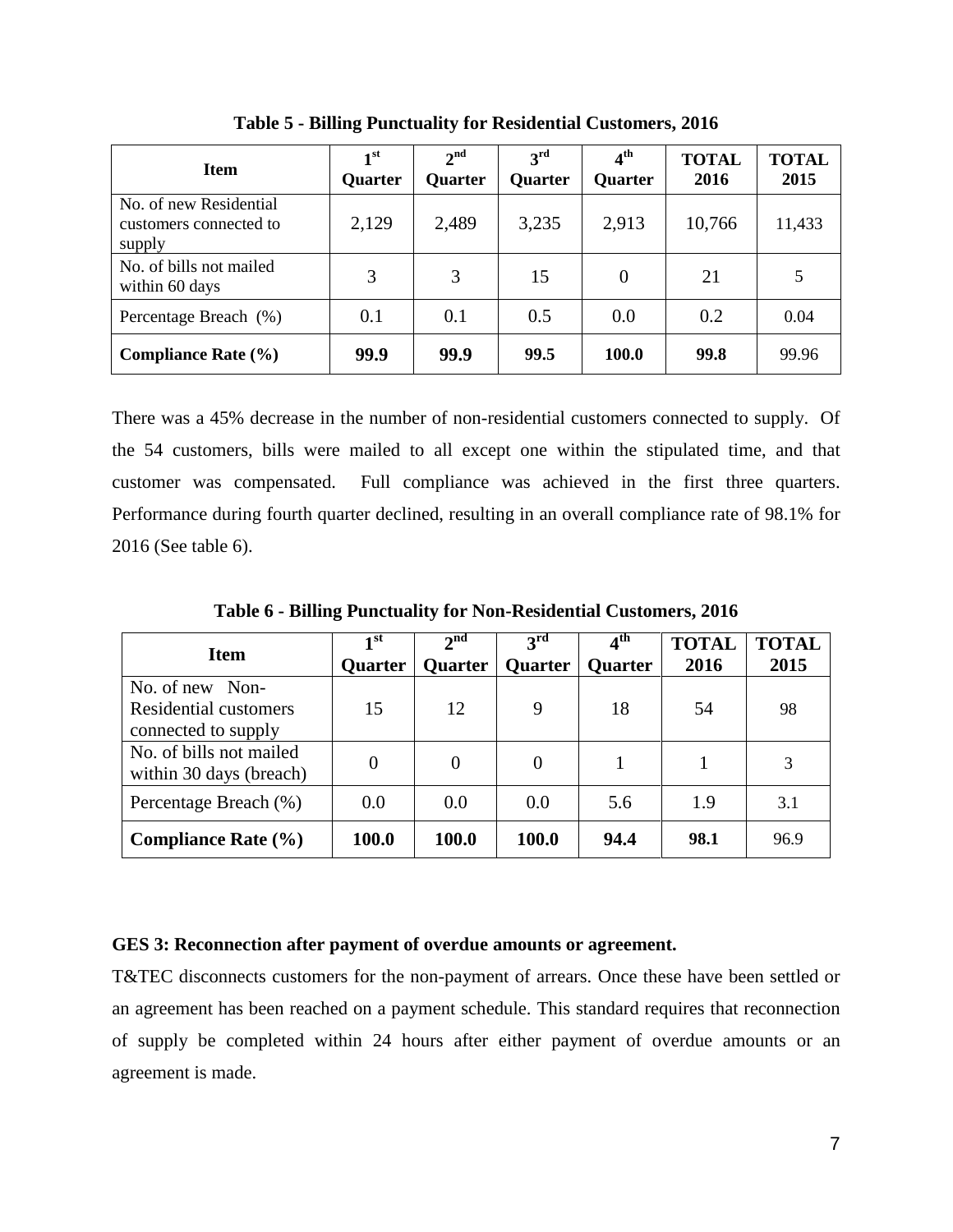**Table 5 - Billing Punctuality for Residential Customers, 2016**

| Item | 1st Quarter | 2nd Quarter | 3rd Quarter | 4th Quarter | TOTAL 2016 | TOTAL 2015 |
|---|---|---|---|---|---|---|
| No. of new Residential customers connected to supply | 2,129 | 2,489 | 3,235 | 2,913 | 10,766 | 11,433 |
| No. of bills not mailed within 60 days | 3 | 3 | 15 | 0 | 21 | 5 |
| Percentage Breach (%) | 0.1 | 0.1 | 0.5 | 0.0 | 0.2 | 0.04 |
| **Compliance Rate (%)** | **99.9** | **99.9** | **99.5** | **100.0** | **99.8** | 99.96 |

There was a 45% decrease in the number of non-residential customers connected to supply. Of the 54 customers, bills were mailed to all except one within the stipulated time, and that customer was compensated. Full compliance was achieved in the first three quarters. Performance during fourth quarter declined, resulting in an overall compliance rate of 98.1% for 2016 (See table 6).

**Table 6 - Billing Punctuality for Non-Residential Customers, 2016**

| Item | 1st Quarter | 2nd Quarter | 3rd Quarter | 4th Quarter | TOTAL 2016 | TOTAL 2015 |
|---|---|---|---|---|---|---|
| No. of new Non-Residential customers connected to supply | 15 | 12 | 9 | 18 | 54 | 98 |
| No. of bills not mailed within 30 days (breach) | 0 | 0 | 0 | 1 | 1 | 3 |
| Percentage Breach (%) | 0.0 | 0.0 | 0.0 | 5.6 | 1.9 | 3.1 |
| **Compliance Rate (%)** | **100.0** | **100.0** | **100.0** | **94.4** | **98.1** | 96.9 |

**GES 3: Reconnection after payment of overdue amounts or agreement.**

T&TEC disconnects customers for the non-payment of arrears. Once these have been settled or an agreement has been reached on a payment schedule. This standard requires that reconnection of supply be completed within 24 hours after either payment of overdue amounts or an agreement is made.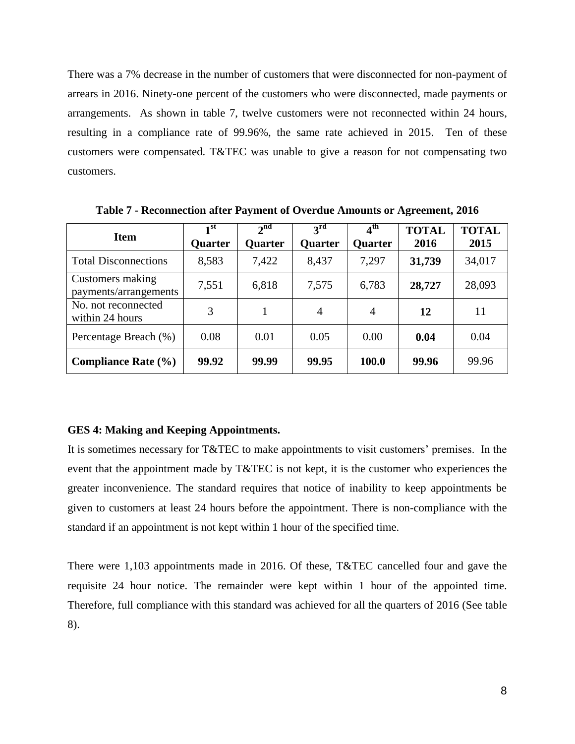There was a 7% decrease in the number of customers that were disconnected for non-payment of arrears in 2016. Ninety-one percent of the customers who were disconnected, made payments or arrangements. As shown in table 7, twelve customers were not reconnected within 24 hours, resulting in a compliance rate of 99.96%, the same rate achieved in 2015. Ten of these customers were compensated. T&TEC was unable to give a reason for not compensating two customers.

**Table 7 - Reconnection after Payment of Overdue Amounts or Agreement, 2016**

| Item | 1st Quarter | 2nd Quarter | 3rd Quarter | 4th Quarter | TOTAL 2016 | TOTAL 2015 |
|---|---|---|---|---|---|---|
| Total Disconnections | 8,583 | 7,422 | 8,437 | 7,297 | **31,739** | 34,017 |
| Customers making payments/arrangements | 7,551 | 6,818 | 7,575 | 6,783 | **28,727** | 28,093 |
| No. not reconnected within 24 hours | 3 | 1 | 4 | 4 | **12** | 11 |
| Percentage Breach (%) | 0.08 | 0.01 | 0.05 | 0.00 | **0.04** | 0.04 |
| **Compliance Rate (%)** | **99.92** | **99.99** | **99.95** | **100.0** | **99.96** | 99.96 |

**GES 4: Making and Keeping Appointments.**

It is sometimes necessary for T&TEC to make appointments to visit customers' premises. In the event that the appointment made by T&TEC is not kept, it is the customer who experiences the greater inconvenience. The standard requires that notice of inability to keep appointments be given to customers at least 24 hours before the appointment. There is non-compliance with the standard if an appointment is not kept within 1 hour of the specified time.

There were 1,103 appointments made in 2016. Of these, T&TEC cancelled four and gave the requisite 24 hour notice. The remainder were kept within 1 hour of the appointed time. Therefore, full compliance with this standard was achieved for all the quarters of 2016 (See table 8).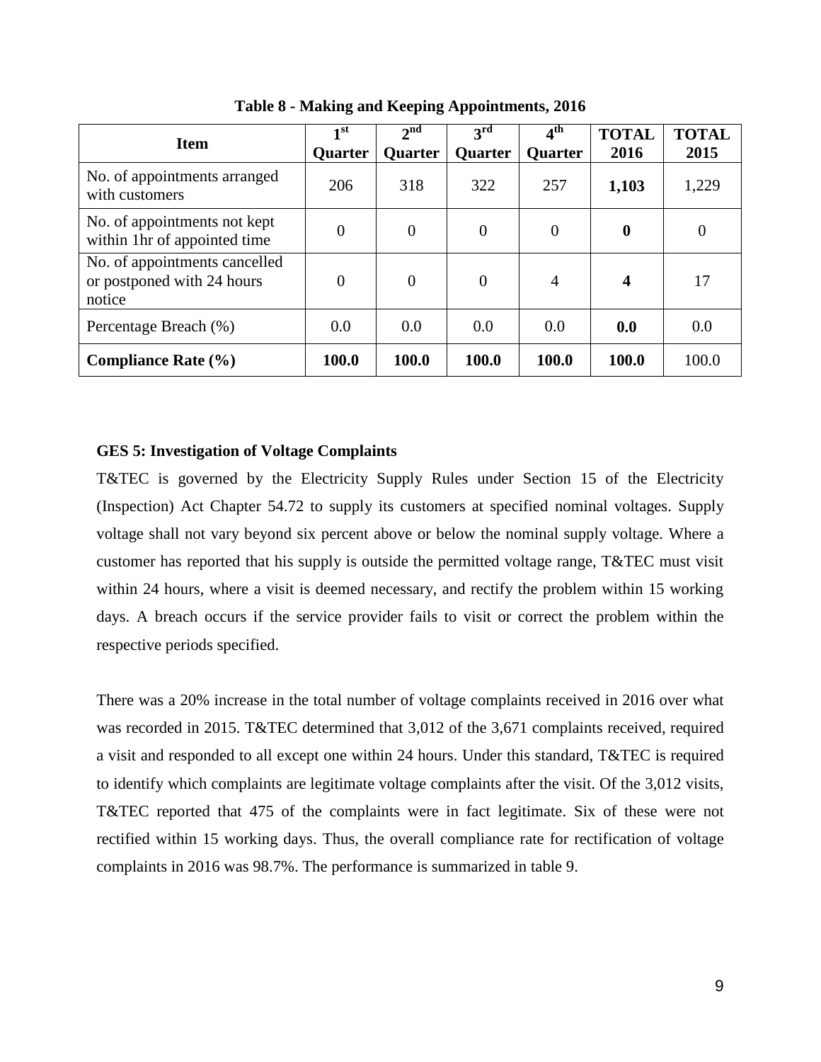**Table 8 - Making and Keeping Appointments, 2016**

| Item | 1st Quarter | 2nd Quarter | 3rd Quarter | 4th Quarter | TOTAL 2016 | TOTAL 2015 |
|---|---|---|---|---|---|---|
| No. of appointments arranged with customers | 206 | 318 | 322 | 257 | **1,103** | 1,229 |
| No. of appointments not kept within 1hr of appointed time | 0 | 0 | 0 | 0 | **0** | 0 |
| No. of appointments cancelled or postponed with 24 hours notice | 0 | 0 | 0 | 4 | **4** | 17 |
| Percentage Breach (%) | 0.0 | 0.0 | 0.0 | 0.0 | **0.0** | 0.0 |
| **Compliance Rate (%)** | **100.0** | **100.0** | **100.0** | **100.0** | **100.0** | 100.0 |

**GES 5: Investigation of Voltage Complaints**

T&TEC is governed by the Electricity Supply Rules under Section 15 of the Electricity (Inspection) Act Chapter 54.72 to supply its customers at specified nominal voltages. Supply voltage shall not vary beyond six percent above or below the nominal supply voltage. Where a customer has reported that his supply is outside the permitted voltage range, T&TEC must visit within 24 hours, where a visit is deemed necessary, and rectify the problem within 15 working days. A breach occurs if the service provider fails to visit or correct the problem within the respective periods specified.

There was a 20% increase in the total number of voltage complaints received in 2016 over what was recorded in 2015. T&TEC determined that 3,012 of the 3,671 complaints received, required a visit and responded to all except one within 24 hours. Under this standard, T&TEC is required to identify which complaints are legitimate voltage complaints after the visit. Of the 3,012 visits, T&TEC reported that 475 of the complaints were in fact legitimate. Six of these were not rectified within 15 working days. Thus, the overall compliance rate for rectification of voltage complaints in 2016 was 98.7%. The performance is summarized in table 9.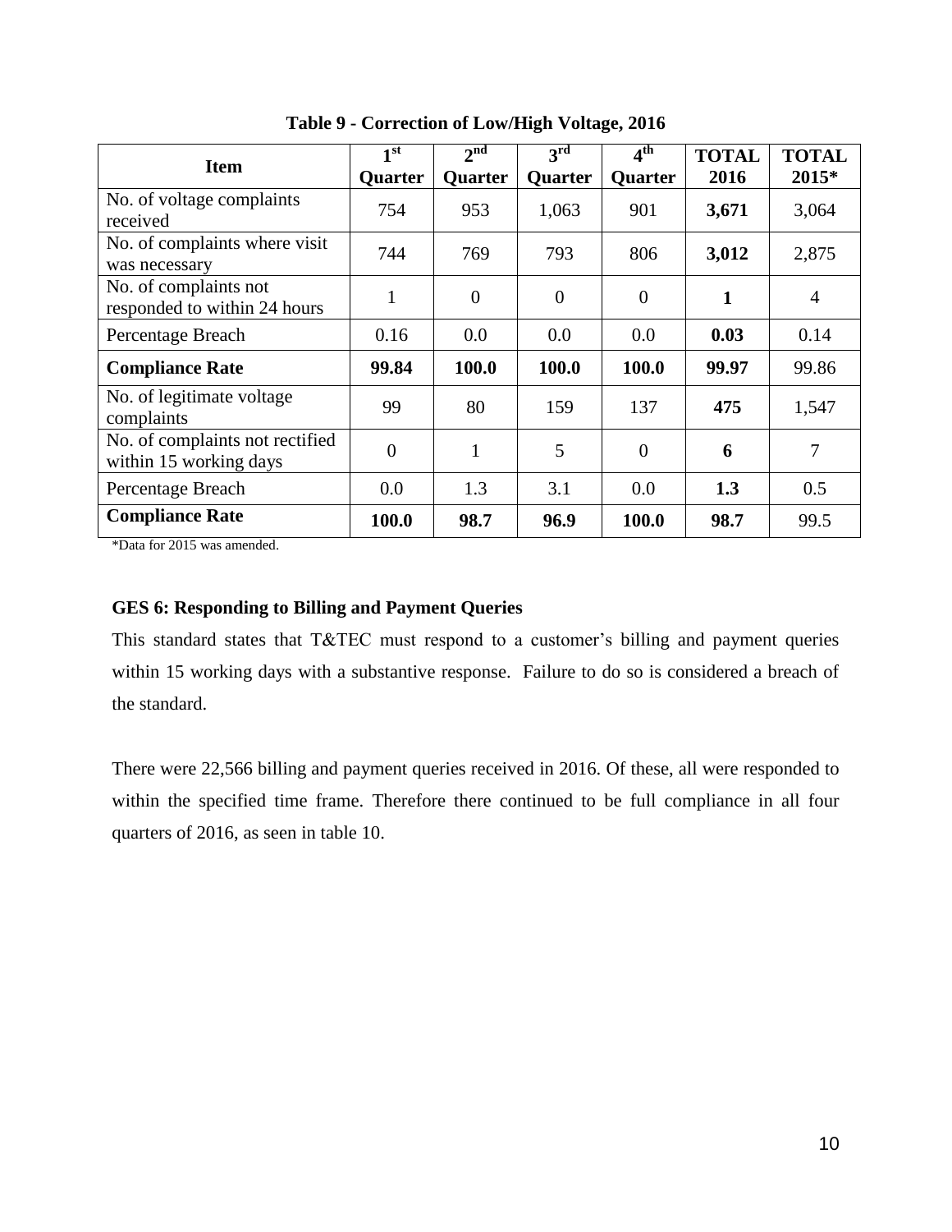**Table 9 - Correction of Low/High Voltage, 2016**

| Item | 1st Quarter | 2nd Quarter | 3rd Quarter | 4th Quarter | TOTAL 2016 | TOTAL 2015* |
|---|---|---|---|---|---|---|
| No. of voltage complaints received | 754 | 953 | 1,063 | 901 | **3,671** | 3,064 |
| No. of complaints where visit was necessary | 744 | 769 | 793 | 806 | **3,012** | 2,875 |
| No. of complaints not responded to within 24 hours | 1 | 0 | 0 | 0 | **1** | 4 |
| Percentage Breach | 0.16 | 0.0 | 0.0 | 0.0 | **0.03** | 0.14 |
| **Compliance Rate** | **99.84** | **100.0** | **100.0** | **100.0** | **99.97** | 99.86 |
| No. of legitimate voltage complaints | 99 | 80 | 159 | 137 | **475** | 1,547 |
| No. of complaints not rectified within 15 working days | 0 | 1 | 5 | 0 | **6** | 7 |
| Percentage Breach | 0.0 | 1.3 | 3.1 | 0.0 | **1.3** | 0.5 |
| **Compliance Rate** | **100.0** | **98.7** | **96.9** | **100.0** | **98.7** | 99.5 |

*Data for 2015 was amended.

### GES 6: Responding to Billing and Payment Queries

This standard states that T&TEC must respond to a customer's billing and payment queries within 15 working days with a substantive response. Failure to do so is considered a breach of the standard.

There were 22,566 billing and payment queries received in 2016. Of these, all were responded to within the specified time frame. Therefore there continued to be full compliance in all four quarters of 2016, as seen in table 10.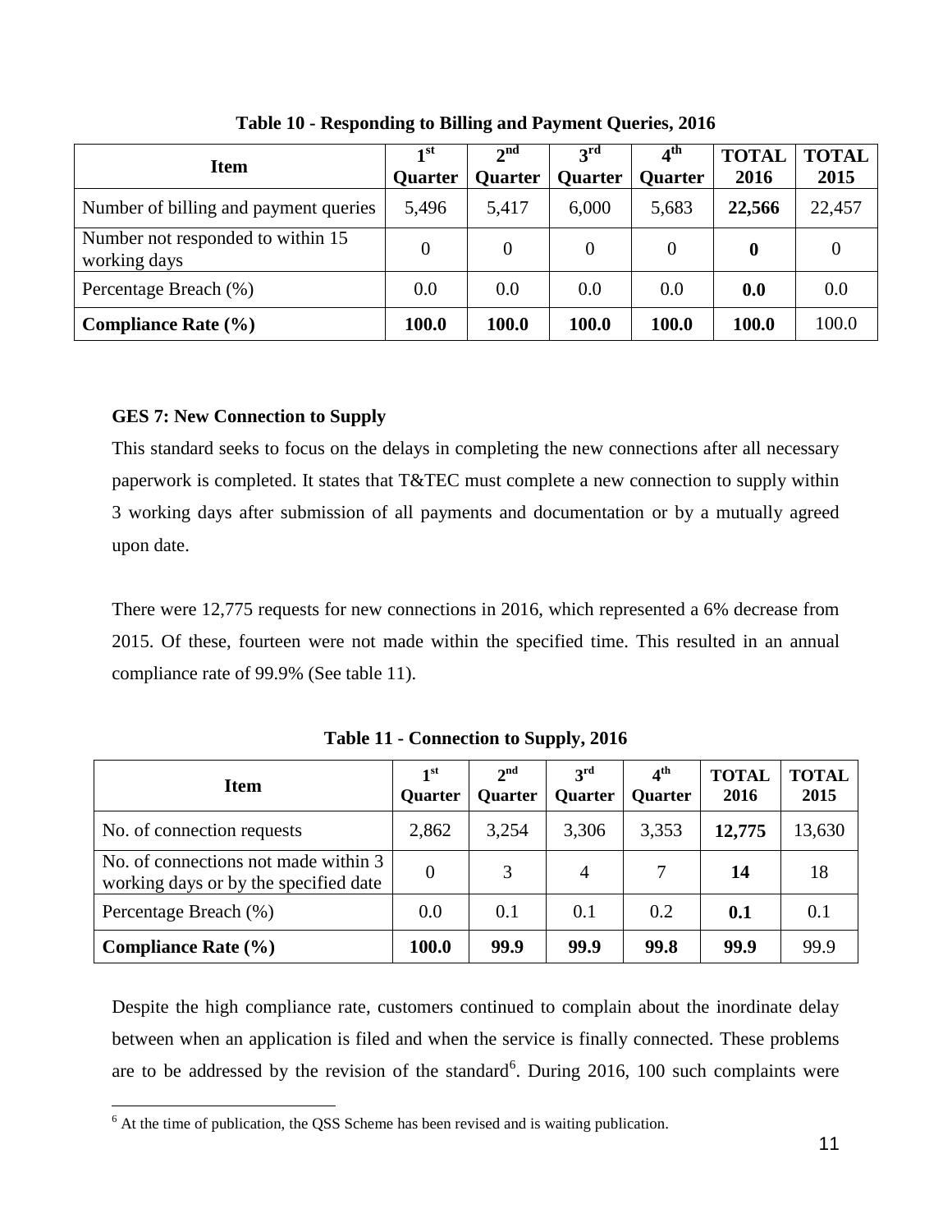**Table 10 - Responding to Billing and Payment Queries, 2016**

| Item | 1st Quarter | 2nd Quarter | 3rd Quarter | 4th Quarter | TOTAL 2016 | TOTAL 2015 |
|---|---|---|---|---|---|---|
| Number of billing and payment queries | 5,496 | 5,417 | 6,000 | 5,683 | **22,566** | 22,457 |
| Number not responded to within 15 working days | 0 | 0 | 0 | 0 | **0** | 0 |
| Percentage Breach (%) | 0.0 | 0.0 | 0.0 | 0.0 | **0.0** | 0.0 |
| **Compliance Rate (%)** | **100.0** | **100.0** | **100.0** | **100.0** | **100.0** | 100.0 |

**GES 7: New Connection to Supply**

This standard seeks to focus on the delays in completing the new connections after all necessary paperwork is completed. It states that T&TEC must complete a new connection to supply within 3 working days after submission of all payments and documentation or by a mutually agreed upon date.

There were 12,775 requests for new connections in 2016, which represented a 6% decrease from 2015. Of these, fourteen were not made within the specified time. This resulted in an annual compliance rate of 99.9% (See table 11).

**Table 11 - Connection to Supply, 2016**

| Item | 1st Quarter | 2nd Quarter | 3rd Quarter | 4th Quarter | TOTAL 2016 | TOTAL 2015 |
|---|---|---|---|---|---|---|
| No. of connection requests | 2,862 | 3,254 | 3,306 | 3,353 | **12,775** | 13,630 |
| No. of connections not made within 3 working days or by the specified date | 0 | 3 | 4 | 7 | **14** | 18 |
| Percentage Breach (%) | 0.0 | 0.1 | 0.1 | 0.2 | **0.1** | 0.1 |
| **Compliance Rate (%)** | **100.0** | **99.9** | **99.9** | **99.8** | **99.9** | 99.9 |

Despite the high compliance rate, customers continued to complain about the inordinate delay between when an application is filed and when the service is finally connected. These problems are to be addressed by the revision of the standard[6]. During 2016, 100 such complaints were

[6] At the time of publication, the QSS Scheme has been revised and is waiting publication.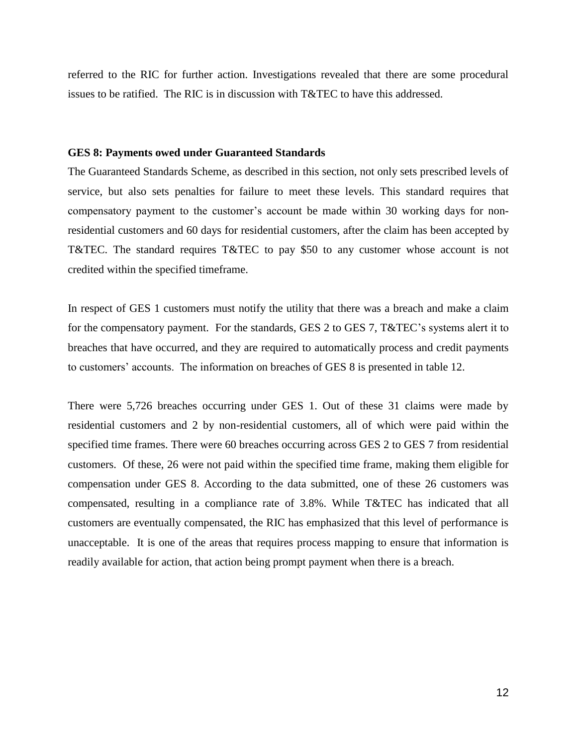referred to the RIC for further action. Investigations revealed that there are some procedural issues to be ratified. The RIC is in discussion with T&TEC to have this addressed.

**GES 8: Payments owed under Guaranteed Standards**

The Guaranteed Standards Scheme, as described in this section, not only sets prescribed levels of service, but also sets penalties for failure to meet these levels. This standard requires that compensatory payment to the customer's account be made within 30 working days for non-residential customers and 60 days for residential customers, after the claim has been accepted by T&TEC. The standard requires T&TEC to pay $50 to any customer whose account is not credited within the specified timeframe.

In respect of GES 1 customers must notify the utility that there was a breach and make a claim for the compensatory payment. For the standards, GES 2 to GES 7, T&TEC's systems alert it to breaches that have occurred, and they are required to automatically process and credit payments to customers' accounts. The information on breaches of GES 8 is presented in table 12.

There were 5,726 breaches occurring under GES 1. Out of these 31 claims were made by residential customers and 2 by non-residential customers, all of which were paid within the specified time frames. There were 60 breaches occurring across GES 2 to GES 7 from residential customers. Of these, 26 were not paid within the specified time frame, making them eligible for compensation under GES 8. According to the data submitted, one of these 26 customers was compensated, resulting in a compliance rate of 3.8%. While T&TEC has indicated that all customers are eventually compensated, the RIC has emphasized that this level of performance is unacceptable. It is one of the areas that requires process mapping to ensure that information is readily available for action, that action being prompt payment when there is a breach.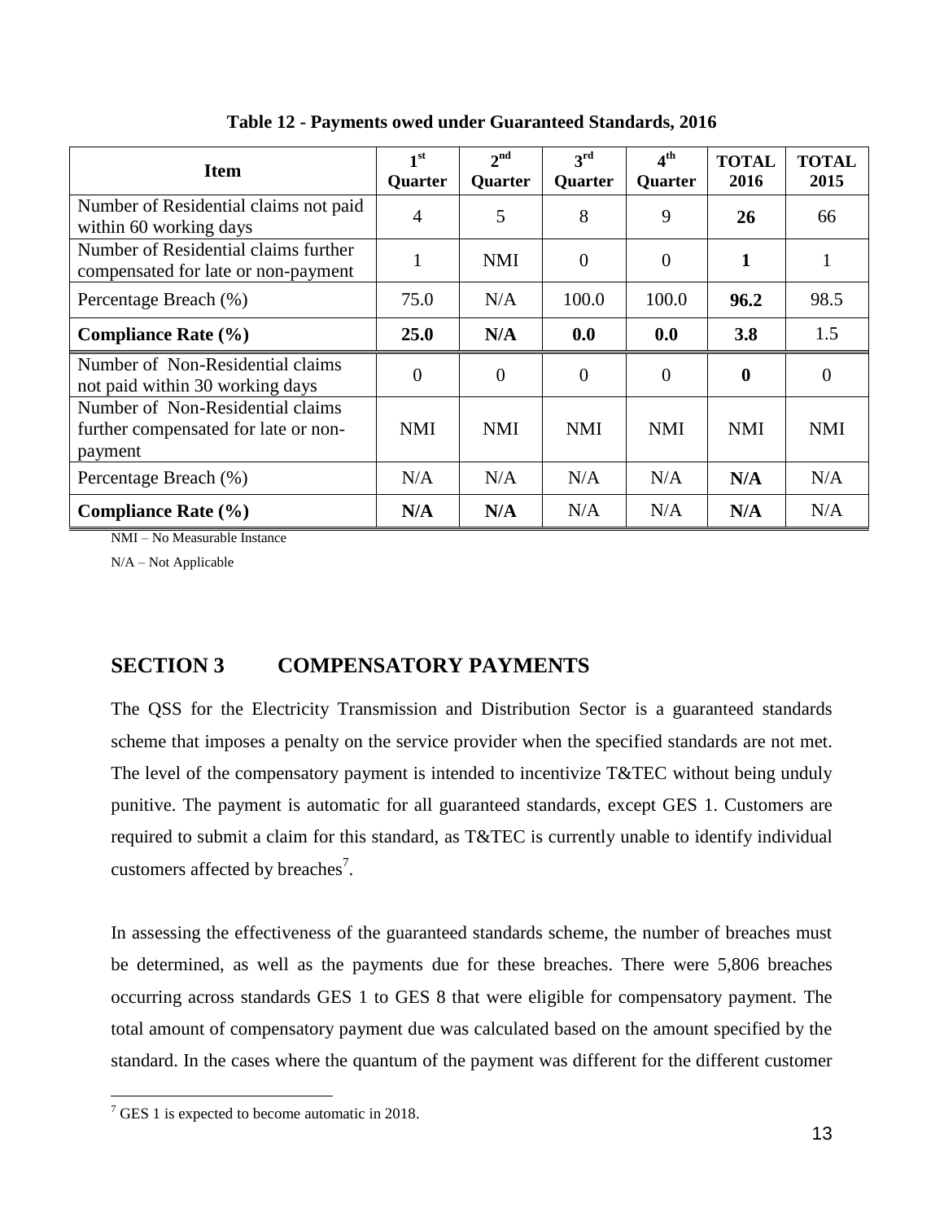**Table 12 - Payments owed under Guaranteed Standards, 2016**

| Item | 1st Quarter | 2nd Quarter | 3rd Quarter | 4th Quarter | TOTAL 2016 | TOTAL 2015 |
|---|---|---|---|---|---|---|
| Number of Residential claims not paid within 60 working days | 4 | 5 | 8 | 9 | **26** | 66 |
| Number of Residential claims further compensated for late or non-payment | 1 | NMI | 0 | 0 | **1** | 1 |
| Percentage Breach (%) | 75.0 | N/A | 100.0 | 100.0 | **96.2** | 98.5 |
| **Compliance Rate (%)** | **25.0** | **N/A** | **0.0** | **0.0** | **3.8** | 1.5 |
| Number of Non-Residential claims not paid within 30 working days | 0 | 0 | 0 | 0 | **0** | 0 |
| Number of Non-Residential claims further compensated for late or non-payment | NMI | NMI | NMI | NMI | NMI | NMI |
| Percentage Breach (%) | N/A | N/A | N/A | N/A | **N/A** | N/A |
| **Compliance Rate (%)** | **N/A** | **N/A** | N/A | N/A | **N/A** | N/A |

NMI – No Measurable Instance

N/A – Not Applicable

## SECTION 3 COMPENSATORY PAYMENTS

The QSS for the Electricity Transmission and Distribution Sector is a guaranteed standards scheme that imposes a penalty on the service provider when the specified standards are not met. The level of the compensatory payment is intended to incentivize T&TEC without being unduly punitive. The payment is automatic for all guaranteed standards, except GES 1. Customers are required to submit a claim for this standard, as T&TEC is currently unable to identify individual customers affected by breaches[7].

In assessing the effectiveness of the guaranteed standards scheme, the number of breaches must be determined, as well as the payments due for these breaches. There were 5,806 breaches occurring across standards GES 1 to GES 8 that were eligible for compensatory payment. The total amount of compensatory payment due was calculated based on the amount specified by the standard. In the cases where the quantum of the payment was different for the different customer

[7] GES 1 is expected to become automatic in 2018.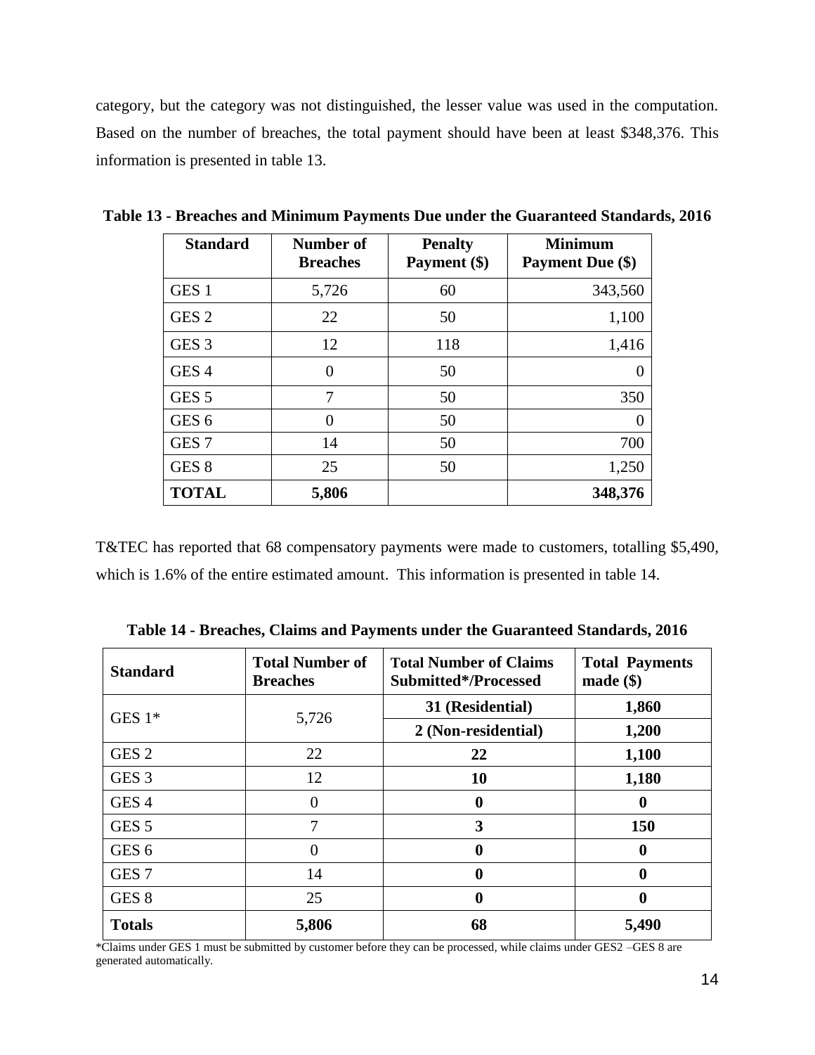category, but the category was not distinguished, the lesser value was used in the computation. Based on the number of breaches, the total payment should have been at least $348,376. This information is presented in table 13.

**Table 13 - Breaches and Minimum Payments Due under the Guaranteed Standards, 2016**

| Standard | Number of Breaches | Penalty Payment ($) | Minimum Payment Due ($) |
|---|---|---|---|
| GES 1 | 5,726 | 60 | 343,560 |
| GES 2 | 22 | 50 | 1,100 |
| GES 3 | 12 | 118 | 1,416 |
| GES 4 | 0 | 50 | 0 |
| GES 5 | 7 | 50 | 350 |
| GES 6 | 0 | 50 | 0 |
| GES 7 | 14 | 50 | 700 |
| GES 8 | 25 | 50 | 1,250 |
| **TOTAL** | **5,806** | | **348,376** |

T&TEC has reported that 68 compensatory payments were made to customers, totalling $5,490, which is 1.6% of the entire estimated amount. This information is presented in table 14.

**Table 14 - Breaches, Claims and Payments under the Guaranteed Standards, 2016**

| Standard | Total Number of Breaches | Total Number of Claims Submitted*/Processed | Total Payments made ($) |
|---|---|---|---|
| GES 1* | 5,726 | **31 (Residential)** | **1,860** |
| | | **2 (Non-residential)** | **1,200** |
| GES 2 | 22 | **22** | **1,100** |
| GES 3 | 12 | **10** | **1,180** |
| GES 4 | 0 | **0** | **0** |
| GES 5 | 7 | **3** | **150** |
| GES 6 | 0 | **0** | **0** |
| GES 7 | 14 | **0** | **0** |
| GES 8 | 25 | **0** | **0** |
| **Totals** | **5,806** | **68** | **5,490** |

*Claims under GES 1 must be submitted by customer before they can be processed, while claims under GES2 –GES 8 are generated automatically.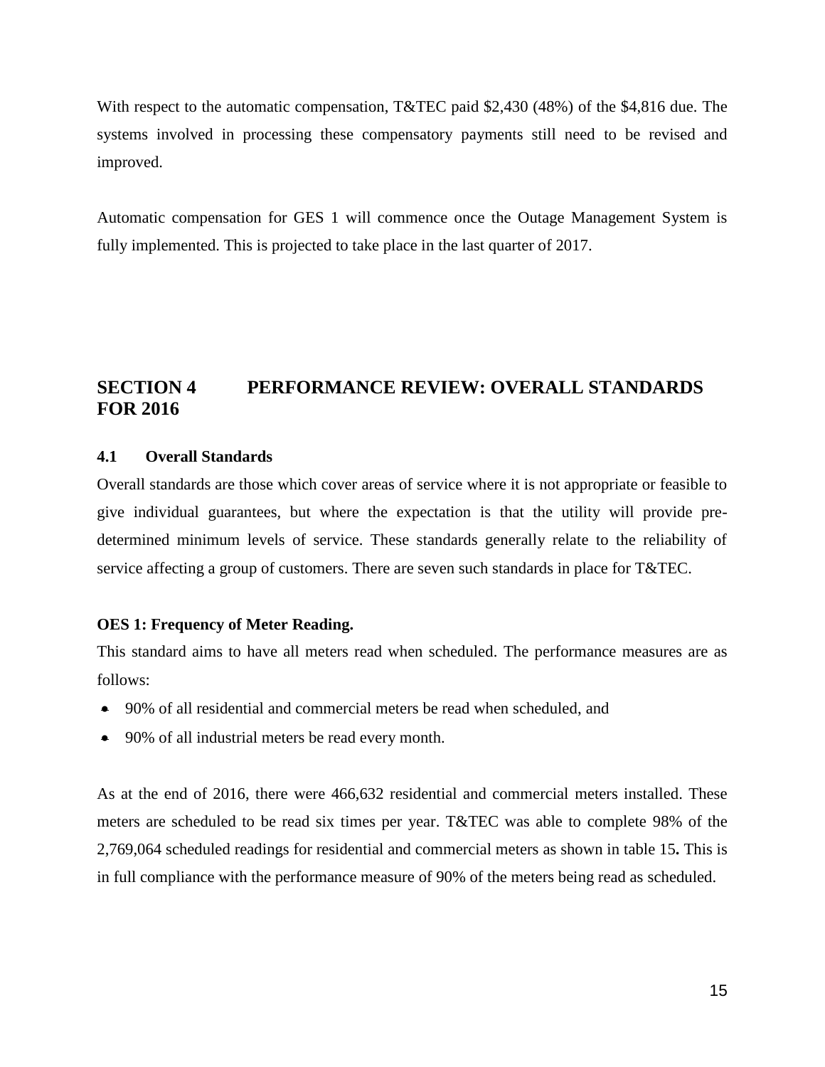With respect to the automatic compensation, T&TEC paid $2,430 (48%) of the $4,816 due. The systems involved in processing these compensatory payments still need to be revised and improved.

Automatic compensation for GES 1 will commence once the Outage Management System is fully implemented. This is projected to take place in the last quarter of 2017.

## SECTION 4 PERFORMANCE REVIEW: OVERALL STANDARDS FOR 2016

### 4.1 Overall Standards

Overall standards are those which cover areas of service where it is not appropriate or feasible to give individual guarantees, but where the expectation is that the utility will provide pre-determined minimum levels of service. These standards generally relate to the reliability of service affecting a group of customers. There are seven such standards in place for T&TEC.

**OES 1: Frequency of Meter Reading.**

This standard aims to have all meters read when scheduled. The performance measures are as follows:

- 90% of all residential and commercial meters be read when scheduled, and
- 90% of all industrial meters be read every month.

As at the end of 2016, there were 466,632 residential and commercial meters installed. These meters are scheduled to be read six times per year. T&TEC was able to complete 98% of the 2,769,064 scheduled readings for residential and commercial meters as shown in table 15**.** This is in full compliance with the performance measure of 90% of the meters being read as scheduled.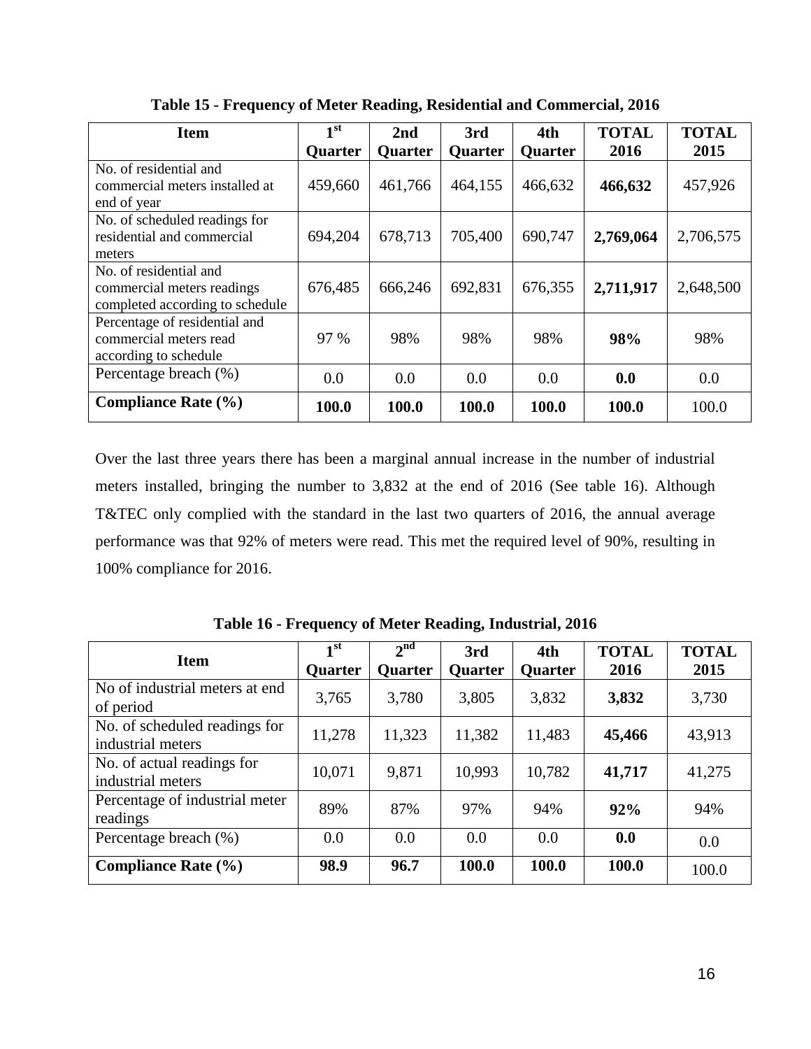**Table 15 - Frequency of Meter Reading, Residential and Commercial, 2016**

| Item | 1st Quarter | 2nd Quarter | 3rd Quarter | 4th Quarter | TOTAL 2016 | TOTAL 2015 |
|---|---|---|---|---|---|---|
| No. of residential and commercial meters installed at end of year | 459,660 | 461,766 | 464,155 | 466,632 | **466,632** | 457,926 |
| No. of scheduled readings for residential and commercial meters | 694,204 | 678,713 | 705,400 | 690,747 | **2,769,064** | 2,706,575 |
| No. of residential and commercial meters readings completed according to schedule | 676,485 | 666,246 | 692,831 | 676,355 | **2,711,917** | 2,648,500 |
| Percentage of residential and commercial meters read according to schedule | 97 % | 98% | 98% | 98% | **98%** | 98% |
| Percentage breach (%) | 0.0 | 0.0 | 0.0 | 0.0 | **0.0** | 0.0 |
| **Compliance Rate (%)** | **100.0** | **100.0** | **100.0** | **100.0** | **100.0** | 100.0 |

Over the last three years there has been a marginal annual increase in the number of industrial meters installed, bringing the number to 3,832 at the end of 2016 (See table 16). Although T&TEC only complied with the standard in the last two quarters of 2016, the annual average performance was that 92% of meters were read. This met the required level of 90%, resulting in 100% compliance for 2016.

**Table 16 - Frequency of Meter Reading, Industrial, 2016**

| Item | 1st Quarter | 2nd Quarter | 3rd Quarter | 4th Quarter | TOTAL 2016 | TOTAL 2015 |
|---|---|---|---|---|---|---|
| No of industrial meters at end of period | 3,765 | 3,780 | 3,805 | 3,832 | **3,832** | 3,730 |
| No. of scheduled readings for industrial meters | 11,278 | 11,323 | 11,382 | 11,483 | **45,466** | 43,913 |
| No. of actual readings for industrial meters | 10,071 | 9,871 | 10,993 | 10,782 | **41,717** | 41,275 |
| Percentage of industrial meter readings | 89% | 87% | 97% | 94% | **92%** | 94% |
| Percentage breach (%) | 0.0 | 0.0 | 0.0 | 0.0 | **0.0** | 0.0 |
| **Compliance Rate (%)** | **98.9** | **96.7** | **100.0** | **100.0** | **100.0** | 100.0 |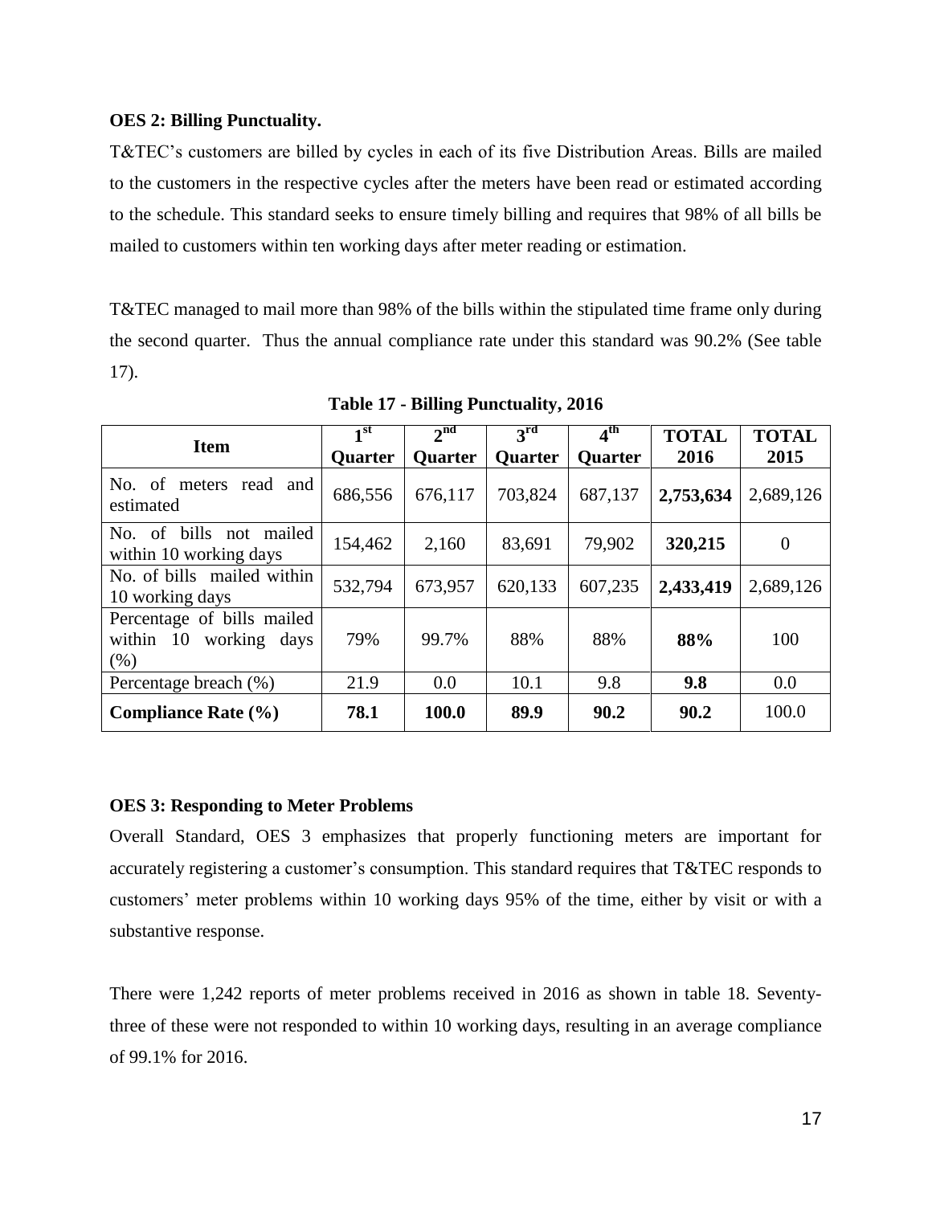**OES 2: Billing Punctuality.**

T&TEC's customers are billed by cycles in each of its five Distribution Areas. Bills are mailed to the customers in the respective cycles after the meters have been read or estimated according to the schedule. This standard seeks to ensure timely billing and requires that 98% of all bills be mailed to customers within ten working days after meter reading or estimation.

T&TEC managed to mail more than 98% of the bills within the stipulated time frame only during the second quarter. Thus the annual compliance rate under this standard was 90.2% (See table 17).

**Table 17 - Billing Punctuality, 2016**

| Item | 1st Quarter | 2nd Quarter | 3rd Quarter | 4th Quarter | TOTAL 2016 | TOTAL 2015 |
|---|---|---|---|---|---|---|
| No. of meters read and estimated | 686,556 | 676,117 | 703,824 | 687,137 | **2,753,634** | 2,689,126 |
| No. of bills not mailed within 10 working days | 154,462 | 2,160 | 83,691 | 79,902 | **320,215** | 0 |
| No. of bills mailed within 10 working days | 532,794 | 673,957 | 620,133 | 607,235 | **2,433,419** | 2,689,126 |
| Percentage of bills mailed within 10 working days (%) | 79% | 99.7% | 88% | 88% | **88%** | 100 |
| Percentage breach (%) | 21.9 | 0.0 | 10.1 | 9.8 | **9.8** | 0.0 |
| **Compliance Rate (%)** | **78.1** | **100.0** | **89.9** | **90.2** | **90.2** | 100.0 |

**OES 3: Responding to Meter Problems**

Overall Standard, OES 3 emphasizes that properly functioning meters are important for accurately registering a customer's consumption. This standard requires that T&TEC responds to customers' meter problems within 10 working days 95% of the time, either by visit or with a substantive response.

There were 1,242 reports of meter problems received in 2016 as shown in table 18. Seventy-three of these were not responded to within 10 working days, resulting in an average compliance of 99.1% for 2016.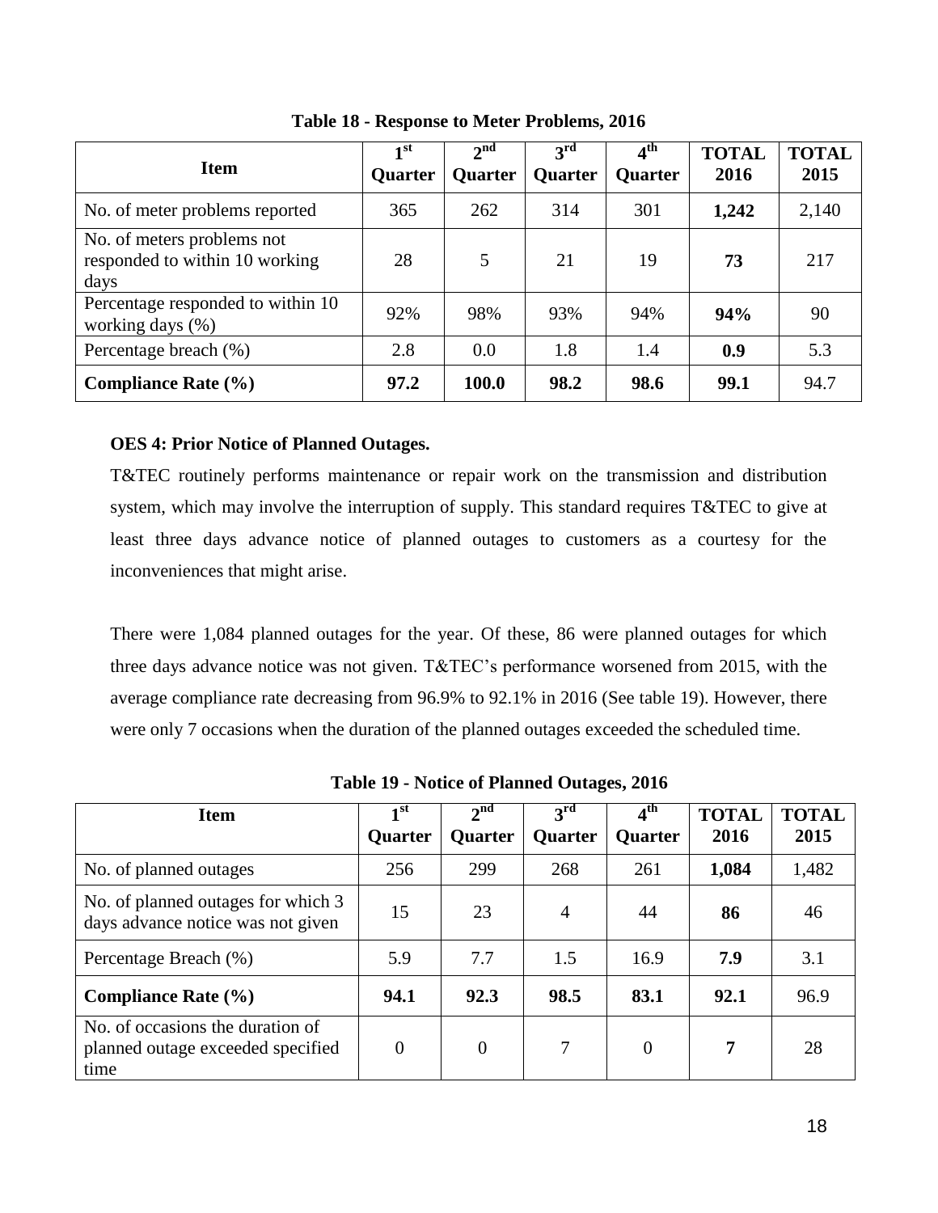**Table 18 - Response to Meter Problems, 2016**

| Item | 1st Quarter | 2nd Quarter | 3rd Quarter | 4th Quarter | TOTAL 2016 | TOTAL 2015 |
|---|---|---|---|---|---|---|
| No. of meter problems reported | 365 | 262 | 314 | 301 | **1,242** | 2,140 |
| No. of meters problems not responded to within 10 working days | 28 | 5 | 21 | 19 | **73** | 217 |
| Percentage responded to within 10 working days (%) | 92% | 98% | 93% | 94% | **94%** | 90 |
| Percentage breach (%) | 2.8 | 0.0 | 1.8 | 1.4 | **0.9** | 5.3 |
| **Compliance Rate (%)** | **97.2** | **100.0** | **98.2** | **98.6** | **99.1** | 94.7 |

**OES 4: Prior Notice of Planned Outages.**

T&TEC routinely performs maintenance or repair work on the transmission and distribution system, which may involve the interruption of supply. This standard requires T&TEC to give at least three days advance notice of planned outages to customers as a courtesy for the inconveniences that might arise.

There were 1,084 planned outages for the year. Of these, 86 were planned outages for which three days advance notice was not given. T&TEC's performance worsened from 2015, with the average compliance rate decreasing from 96.9% to 92.1% in 2016 (See table 19). However, there were only 7 occasions when the duration of the planned outages exceeded the scheduled time.

**Table 19 - Notice of Planned Outages, 2016**

| Item | 1st Quarter | 2nd Quarter | 3rd Quarter | 4th Quarter | TOTAL 2016 | TOTAL 2015 |
|---|---|---|---|---|---|---|
| No. of planned outages | 256 | 299 | 268 | 261 | **1,084** | 1,482 |
| No. of planned outages for which 3 days advance notice was not given | 15 | 23 | 4 | 44 | **86** | 46 |
| Percentage Breach (%) | 5.9 | 7.7 | 1.5 | 16.9 | **7.9** | 3.1 |
| **Compliance Rate (%)** | **94.1** | **92.3** | **98.5** | **83.1** | **92.1** | 96.9 |
| No. of occasions the duration of planned outage exceeded specified time | 0 | 0 | 7 | 0 | **7** | 28 |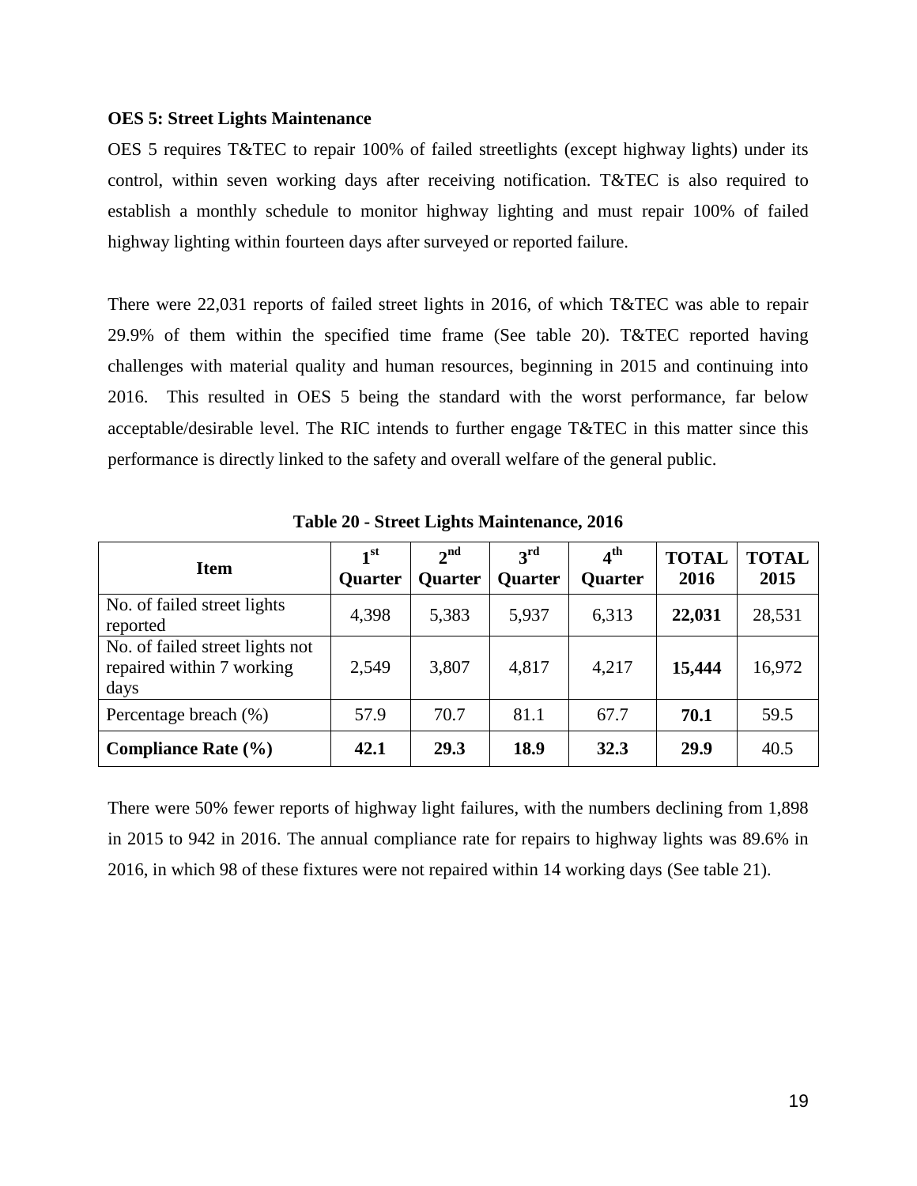**OES 5: Street Lights Maintenance**

OES 5 requires T&TEC to repair 100% of failed streetlights (except highway lights) under its control, within seven working days after receiving notification. T&TEC is also required to establish a monthly schedule to monitor highway lighting and must repair 100% of failed highway lighting within fourteen days after surveyed or reported failure.

There were 22,031 reports of failed street lights in 2016, of which T&TEC was able to repair 29.9% of them within the specified time frame (See table 20). T&TEC reported having challenges with material quality and human resources, beginning in 2015 and continuing into 2016. This resulted in OES 5 being the standard with the worst performance, far below acceptable/desirable level. The RIC intends to further engage T&TEC in this matter since this performance is directly linked to the safety and overall welfare of the general public.

**Table 20 - Street Lights Maintenance, 2016**

| Item | 1st Quarter | 2nd Quarter | 3rd Quarter | 4th Quarter | TOTAL 2016 | TOTAL 2015 |
|---|---|---|---|---|---|---|
| No. of failed street lights reported | 4,398 | 5,383 | 5,937 | 6,313 | **22,031** | 28,531 |
| No. of failed street lights not repaired within 7 working days | 2,549 | 3,807 | 4,817 | 4,217 | **15,444** | 16,972 |
| Percentage breach (%) | 57.9 | 70.7 | 81.1 | 67.7 | **70.1** | 59.5 |
| **Compliance Rate (%)** | **42.1** | **29.3** | **18.9** | **32.3** | **29.9** | 40.5 |

There were 50% fewer reports of highway light failures, with the numbers declining from 1,898 in 2015 to 942 in 2016. The annual compliance rate for repairs to highway lights was 89.6% in 2016, in which 98 of these fixtures were not repaired within 14 working days (See table 21).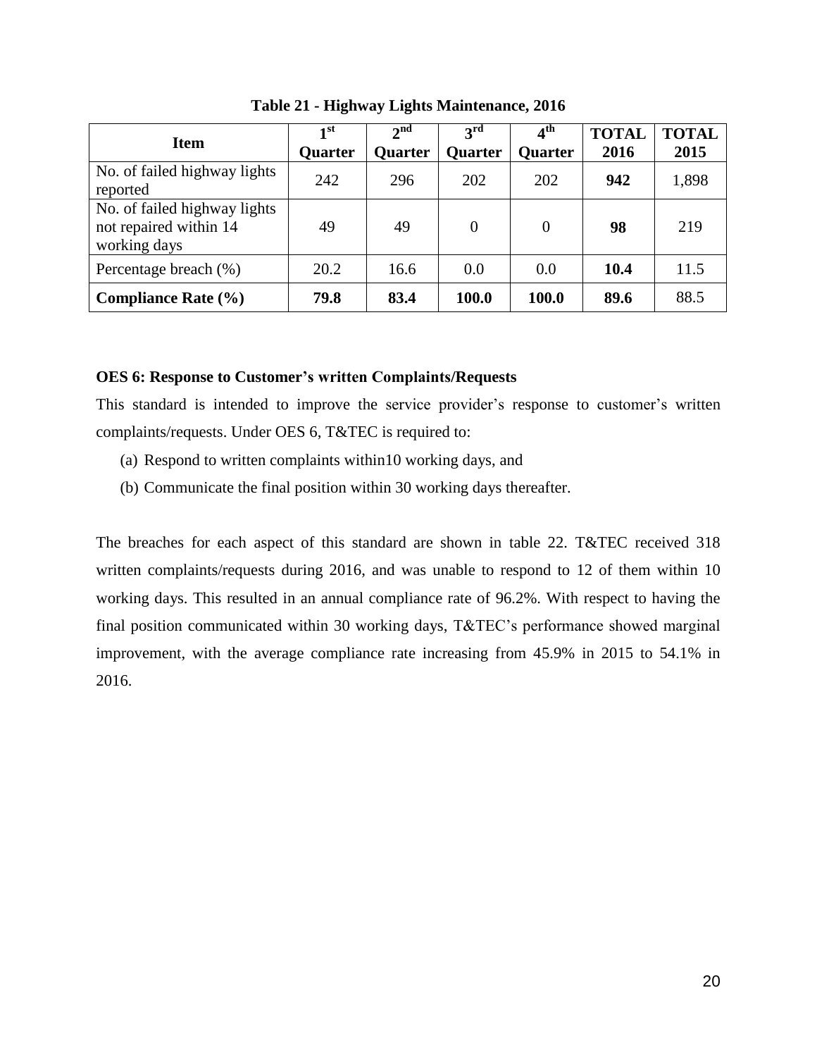**Table 21 - Highway Lights Maintenance, 2016**

| Item | 1st Quarter | 2nd Quarter | 3rd Quarter | 4th Quarter | TOTAL 2016 | TOTAL 2015 |
|---|---|---|---|---|---|---|
| No. of failed highway lights reported | 242 | 296 | 202 | 202 | **942** | 1,898 |
| No. of failed highway lights not repaired within 14 working days | 49 | 49 | 0 | 0 | **98** | 219 |
| Percentage breach (%) | 20.2 | 16.6 | 0.0 | 0.0 | **10.4** | 11.5 |
| **Compliance Rate (%)** | **79.8** | **83.4** | **100.0** | **100.0** | **89.6** | 88.5 |

**OES 6: Response to Customer's written Complaints/Requests**

This standard is intended to improve the service provider's response to customer's written complaints/requests. Under OES 6, T&TEC is required to:

(a) Respond to written complaints within10 working days, and

(b) Communicate the final position within 30 working days thereafter.

The breaches for each aspect of this standard are shown in table 22. T&TEC received 318 written complaints/requests during 2016, and was unable to respond to 12 of them within 10 working days. This resulted in an annual compliance rate of 96.2%. With respect to having the final position communicated within 30 working days, T&TEC's performance showed marginal improvement, with the average compliance rate increasing from 45.9% in 2015 to 54.1% in 2016.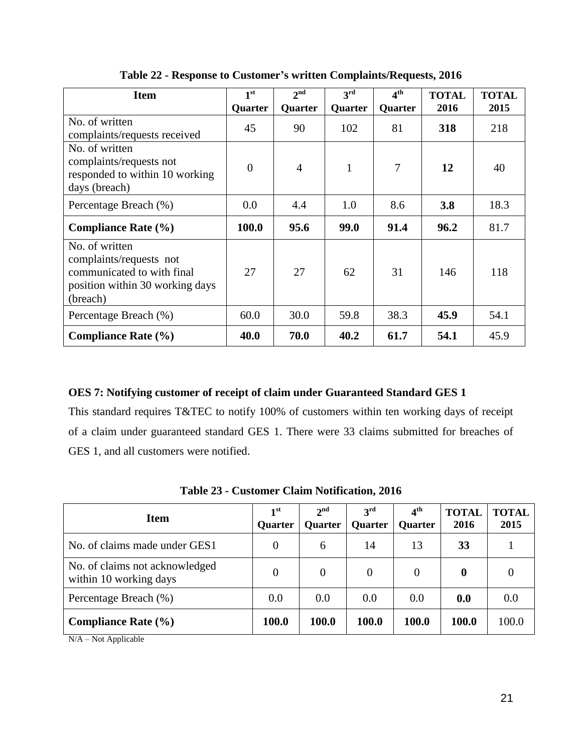**Table 22 - Response to Customer's written Complaints/Requests, 2016**

| Item | 1st Quarter | 2nd Quarter | 3rd Quarter | 4th Quarter | TOTAL 2016 | TOTAL 2015 |
|---|---|---|---|---|---|---|
| No. of written complaints/requests received | 45 | 90 | 102 | 81 | **318** | 218 |
| No. of written complaints/requests not responded to within 10 working days (breach) | 0 | 4 | 1 | 7 | **12** | 40 |
| Percentage Breach (%) | 0.0 | 4.4 | 1.0 | 8.6 | **3.8** | 18.3 |
| **Compliance Rate (%)** | **100.0** | **95.6** | **99.0** | **91.4** | **96.2** | 81.7 |
| No. of written complaints/requests not communicated to with final position within 30 working days (breach) | 27 | 27 | 62 | 31 | 146 | 118 |
| Percentage Breach (%) | 60.0 | 30.0 | 59.8 | 38.3 | **45.9** | 54.1 |
| **Compliance Rate (%)** | **40.0** | **70.0** | **40.2** | **61.7** | **54.1** | 45.9 |

**OES 7: Notifying customer of receipt of claim under Guaranteed Standard GES 1**

This standard requires T&TEC to notify 100% of customers within ten working days of receipt of a claim under guaranteed standard GES 1. There were 33 claims submitted for breaches of GES 1, and all customers were notified.

**Table 23 - Customer Claim Notification, 2016**

| Item | 1st Quarter | 2nd Quarter | 3rd Quarter | 4th Quarter | TOTAL 2016 | TOTAL 2015 |
|---|---|---|---|---|---|---|
| No. of claims made under GES1 | 0 | 6 | 14 | 13 | **33** | 1 |
| No. of claims not acknowledged within 10 working days | 0 | 0 | 0 | 0 | **0** | 0 |
| Percentage Breach (%) | 0.0 | 0.0 | 0.0 | 0.0 | **0.0** | 0.0 |
| **Compliance Rate (%)** | **100.0** | **100.0** | **100.0** | **100.0** | **100.0** | 100.0 |

N/A – Not Applicable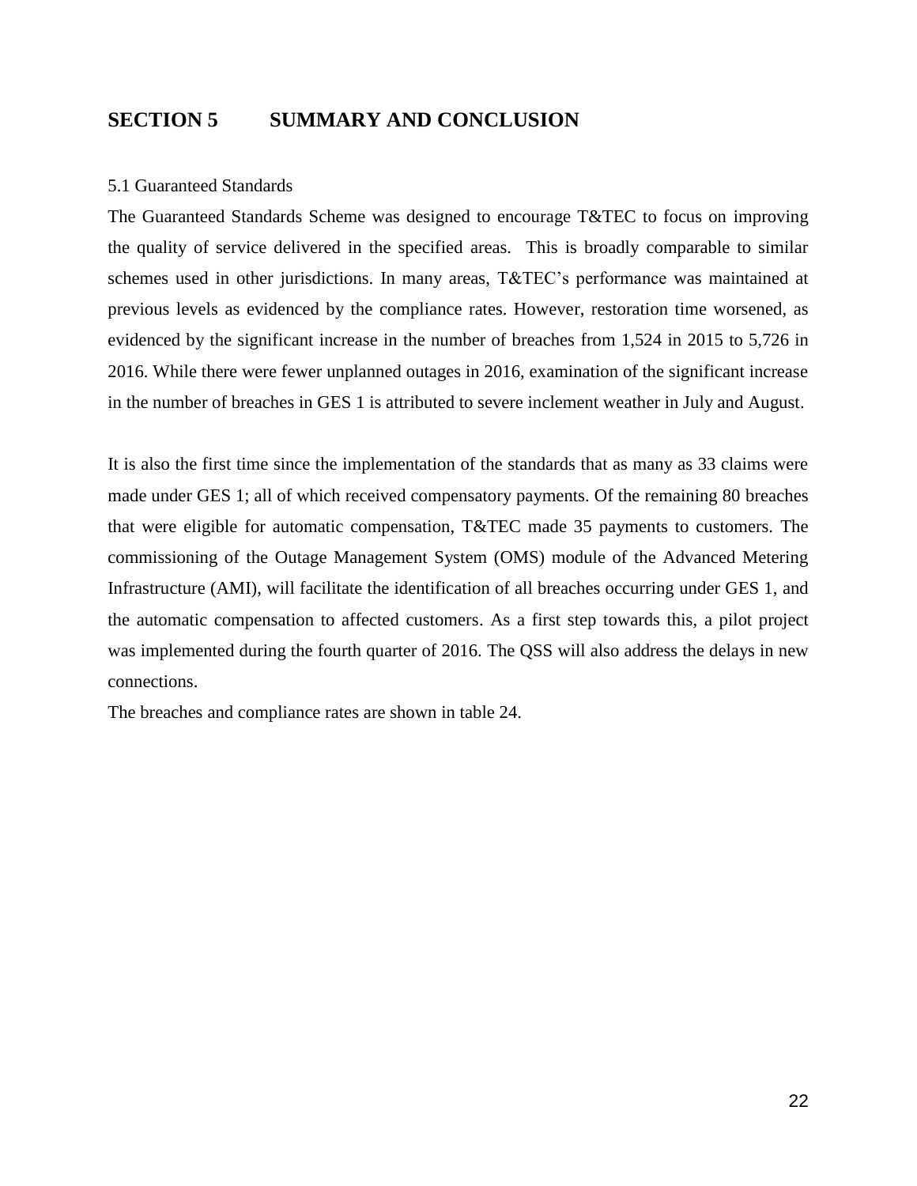# SECTION 5 SUMMARY AND CONCLUSION

5.1 Guaranteed Standards

The Guaranteed Standards Scheme was designed to encourage T&TEC to focus on improving the quality of service delivered in the specified areas. This is broadly comparable to similar schemes used in other jurisdictions. In many areas, T&TEC's performance was maintained at previous levels as evidenced by the compliance rates. However, restoration time worsened, as evidenced by the significant increase in the number of breaches from 1,524 in 2015 to 5,726 in 2016. While there were fewer unplanned outages in 2016, examination of the significant increase in the number of breaches in GES 1 is attributed to severe inclement weather in July and August.

It is also the first time since the implementation of the standards that as many as 33 claims were made under GES 1; all of which received compensatory payments. Of the remaining 80 breaches that were eligible for automatic compensation, T&TEC made 35 payments to customers. The commissioning of the Outage Management System (OMS) module of the Advanced Metering Infrastructure (AMI), will facilitate the identification of all breaches occurring under GES 1, and the automatic compensation to affected customers. As a first step towards this, a pilot project was implemented during the fourth quarter of 2016. The QSS will also address the delays in new connections.

The breaches and compliance rates are shown in table 24.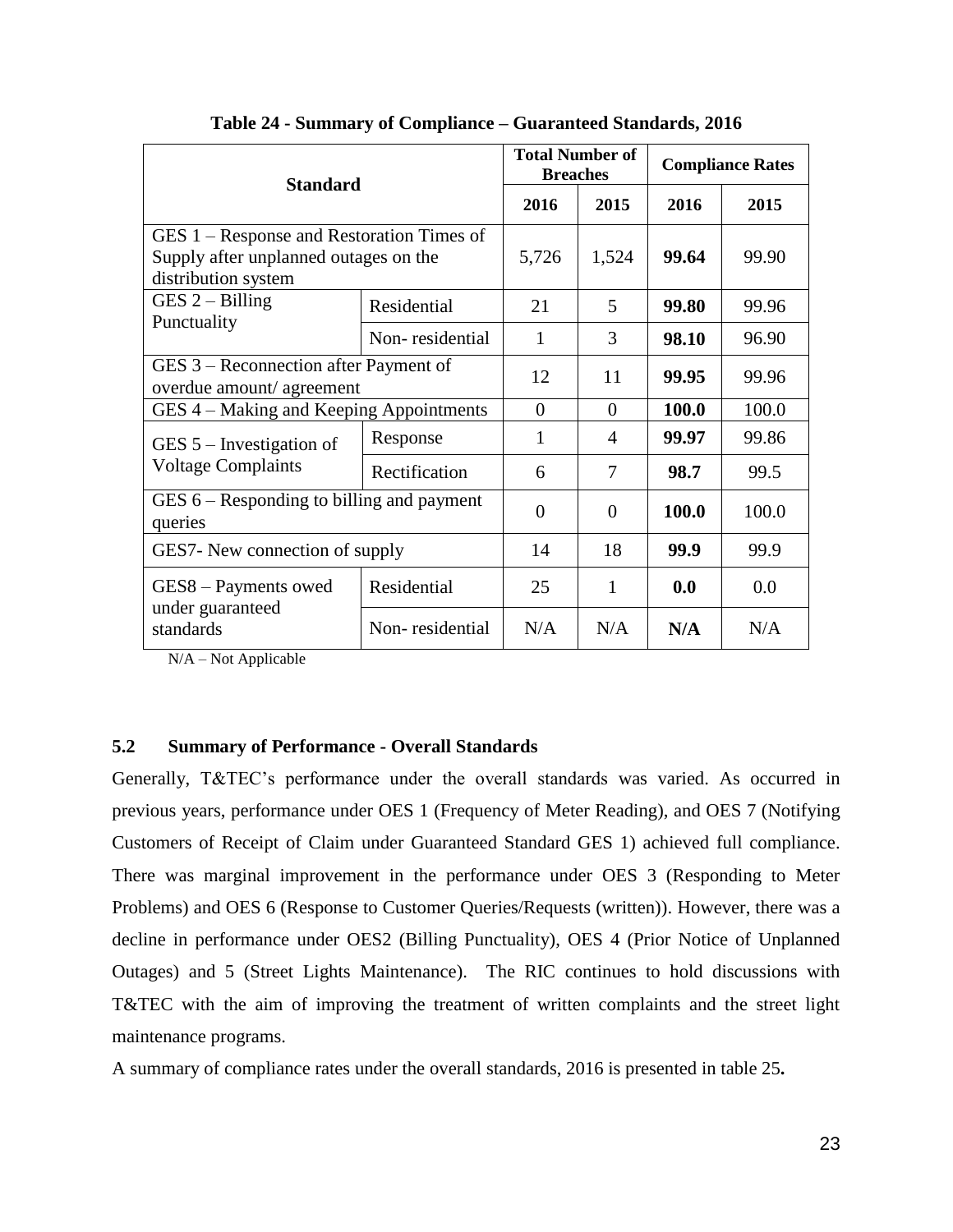**Table 24 - Summary of Compliance – Guaranteed Standards, 2016**

| Standard | | Total Number of Breaches | | Compliance Rates | |
|---|---|---|---|---|---|
| | | 2016 | 2015 | 2016 | 2015 |
| GES 1 – Response and Restoration Times of Supply after unplanned outages on the distribution system | | 5,726 | 1,524 | **99.64** | 99.90 |
| GES 2 – Billing Punctuality | Residential | 21 | 5 | **99.80** | 99.96 |
| | Non- residential | 1 | 3 | **98.10** | 96.90 |
| GES 3 – Reconnection after Payment of overdue amount/ agreement | | 12 | 11 | **99.95** | 99.96 |
| GES 4 – Making and Keeping Appointments | | 0 | 0 | **100.0** | 100.0 |
| GES 5 – Investigation of Voltage Complaints | Response | 1 | 4 | **99.97** | 99.86 |
| | Rectification | 6 | 7 | **98.7** | 99.5 |
| GES 6 – Responding to billing and payment queries | | 0 | 0 | **100.0** | 100.0 |
| GES7- New connection of supply | | 14 | 18 | **99.9** | 99.9 |
| GES8 – Payments owed under guaranteed standards | Residential | 25 | 1 | **0.0** | 0.0 |
| | Non- residential | N/A | N/A | **N/A** | N/A |

N/A – Not Applicable

### 5.2 Summary of Performance - Overall Standards

Generally, T&TEC's performance under the overall standards was varied. As occurred in previous years, performance under OES 1 (Frequency of Meter Reading), and OES 7 (Notifying Customers of Receipt of Claim under Guaranteed Standard GES 1) achieved full compliance. There was marginal improvement in the performance under OES 3 (Responding to Meter Problems) and OES 6 (Response to Customer Queries/Requests (written)). However, there was a decline in performance under OES2 (Billing Punctuality), OES 4 (Prior Notice of Unplanned Outages) and 5 (Street Lights Maintenance). The RIC continues to hold discussions with T&TEC with the aim of improving the treatment of written complaints and the street light maintenance programs.

A summary of compliance rates under the overall standards, 2016 is presented in table 25**.**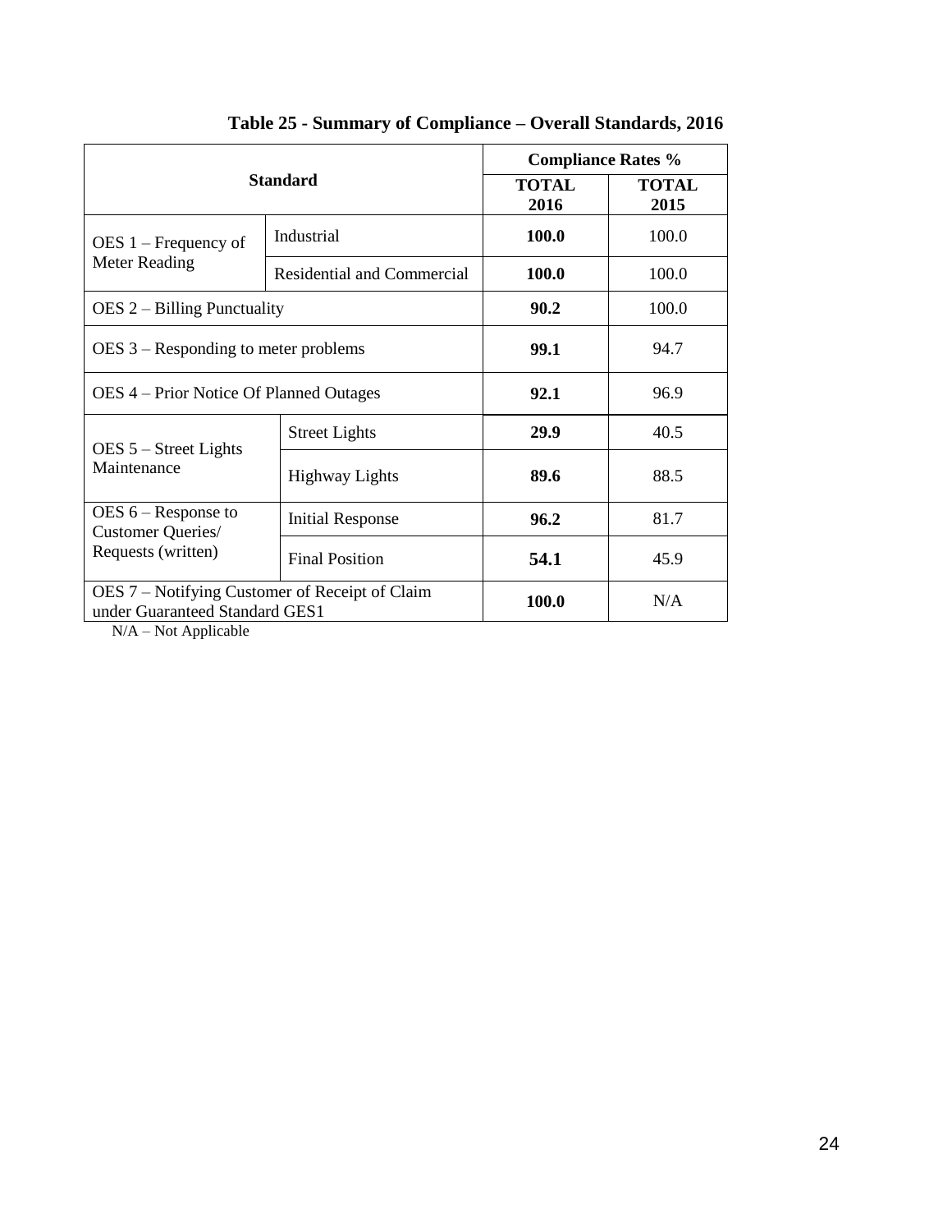**Table 25 - Summary of Compliance – Overall Standards, 2016**

| Standard | | Compliance Rates % | |
|---|---|---|---|
| | | **TOTAL 2016** | **TOTAL 2015** |
| OES 1 – Frequency of Meter Reading | Industrial | **100.0** | 100.0 |
| | Residential and Commercial | **100.0** | 100.0 |
| OES 2 – Billing Punctuality | | **90.2** | 100.0 |
| OES 3 – Responding to meter problems | | **99.1** | 94.7 |
| OES 4 – Prior Notice Of Planned Outages | | **92.1** | 96.9 |
| OES 5 – Street Lights Maintenance | Street Lights | **29.9** | 40.5 |
| | Highway Lights | **89.6** | 88.5 |
| OES 6 – Response to Customer Queries/ Requests (written) | Initial Response | **96.2** | 81.7 |
| | Final Position | **54.1** | 45.9 |
| OES 7 – Notifying Customer of Receipt of Claim under Guaranteed Standard GES1 | | **100.0** | N/A |

N/A – Not Applicable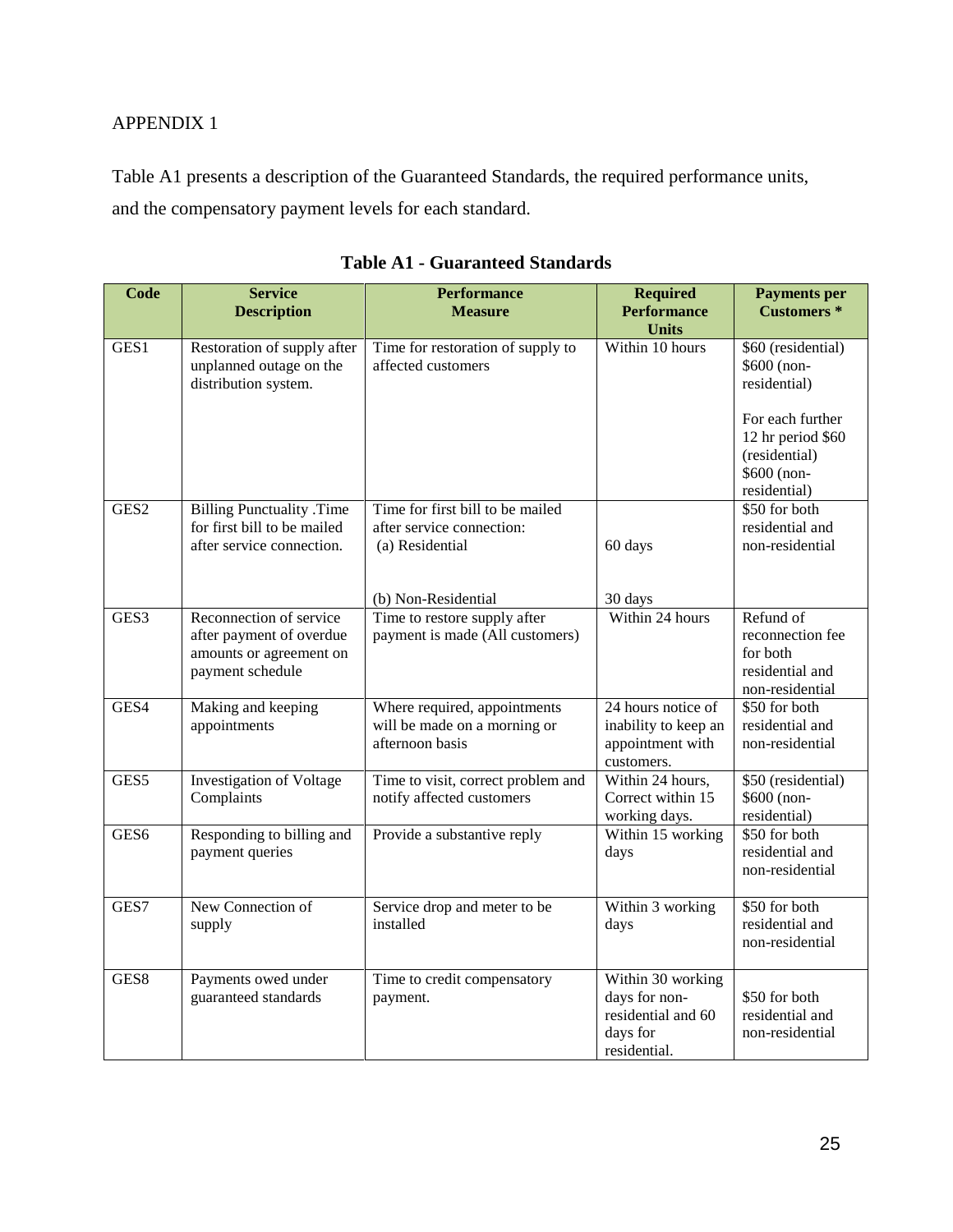APPENDIX 1

Table A1 presents a description of the Guaranteed Standards, the required performance units, and the compensatory payment levels for each standard.

**Table A1 - Guaranteed Standards**

| Code | Service Description | Performance Measure | Required Performance Units | Payments per Customers * |
|---|---|---|---|---|
| GES1 | Restoration of supply after unplanned outage on the distribution system. | Time for restoration of supply to affected customers | Within 10 hours | $60 (residential) $600 (non-residential)<br><br>For each further 12 hr period $60 (residential) $600 (non-residential) |
| GES2 | Billing Punctuality .Time for first bill to be mailed after service connection. | Time for first bill to be mailed after service connection:<br>(a) Residential<br><br>(b) Non-Residential | <br><br>60 days<br><br>30 days | $50 for both residential and non-residential |
| GES3 | Reconnection of service after payment of overdue amounts or agreement on payment schedule | Time to restore supply after payment is made (All customers) | Within 24 hours | Refund of reconnection fee for both residential and non-residential |
| GES4 | Making and keeping appointments | Where required, appointments will be made on a morning or afternoon basis | 24 hours notice of inability to keep an appointment with customers. | $50 for both residential and non-residential |
| GES5 | Investigation of Voltage Complaints | Time to visit, correct problem and notify affected customers | Within 24 hours, Correct within 15 working days. | $50 (residential) $600 (non-residential) |
| GES6 | Responding to billing and payment queries | Provide a substantive reply | Within 15 working days | $50 for both residential and non-residential |
| GES7 | New Connection of supply | Service drop and meter to be installed | Within 3 working days | $50 for both residential and non-residential |
| GES8 | Payments owed under guaranteed standards | Time to credit compensatory payment. | Within 30 working days for non-residential and 60 days for residential. | $50 for both residential and non-residential |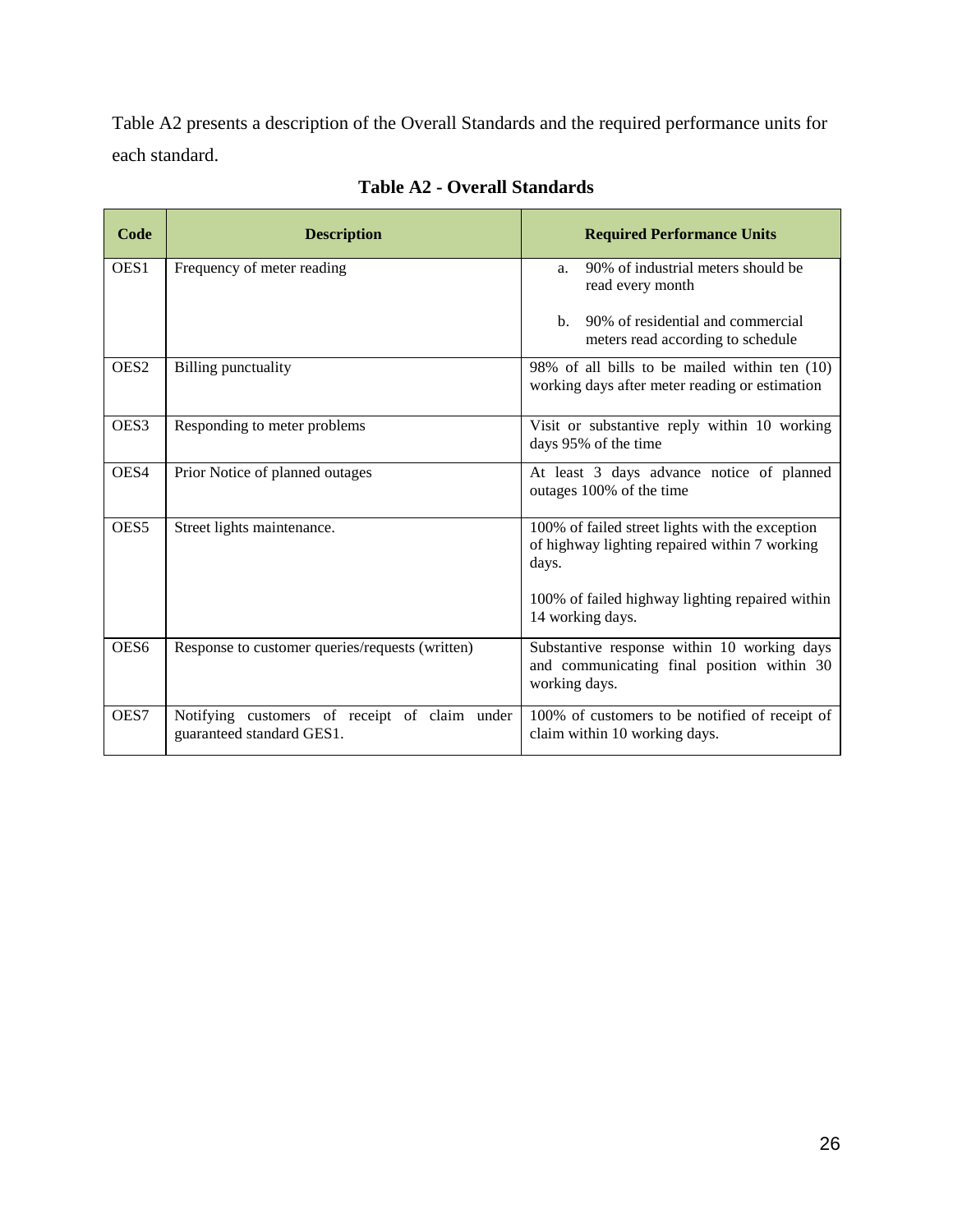Table A2 presents a description of the Overall Standards and the required performance units for each standard.

**Table A2 - Overall Standards**

| Code | Description | Required Performance Units |
|---|---|---|
| OES1 | Frequency of meter reading | a. 90% of industrial meters should be read every month<br><br>b. 90% of residential and commercial meters read according to schedule |
| OES2 | Billing punctuality | 98% of all bills to be mailed within ten (10) working days after meter reading or estimation |
| OES3 | Responding to meter problems | Visit or substantive reply within 10 working days 95% of the time |
| OES4 | Prior Notice of planned outages | At least 3 days advance notice of planned outages 100% of the time |
| OES5 | Street lights maintenance. | 100% of failed street lights with the exception of highway lighting repaired within 7 working days.<br><br>100% of failed highway lighting repaired within 14 working days. |
| OES6 | Response to customer queries/requests (written) | Substantive response within 10 working days and communicating final position within 30 working days. |
| OES7 | Notifying customers of receipt of claim under guaranteed standard GES1. | 100% of customers to be notified of receipt of claim within 10 working days. |